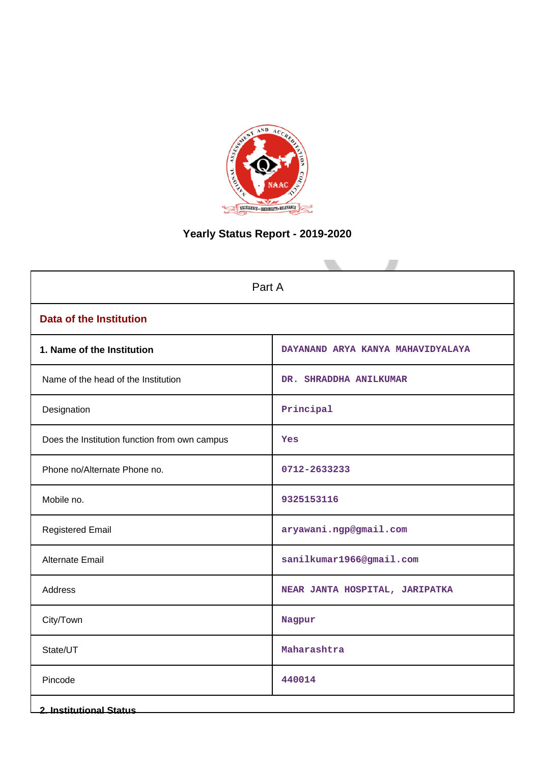# Yearly Status Report - 2019-2020

| Part A | |
|---|---|
| **Data of the Institution** | |
| **1. Name of the Institution** | DAYANAND ARYA KANYA MAHAVIDYALAYA |
| Name of the head of the Institution | DR. SHRADDHA ANILKUMAR |
| Designation | Principal |
| Does the Institution function from own campus | Yes |
| Phone no/Alternate Phone no. | 0712-2633233 |
| Mobile no. | 9325153116 |
| Registered Email | aryawani.ngp@gmail.com |
| Alternate Email | sanilkumar1966@gmail.com |
| Address | NEAR JANTA HOSPITAL, JARIPATKA |
| City/Town | Nagpur |
| State/UT | Maharashtra |
| Pincode | 440014 |

**2. Institutional Status**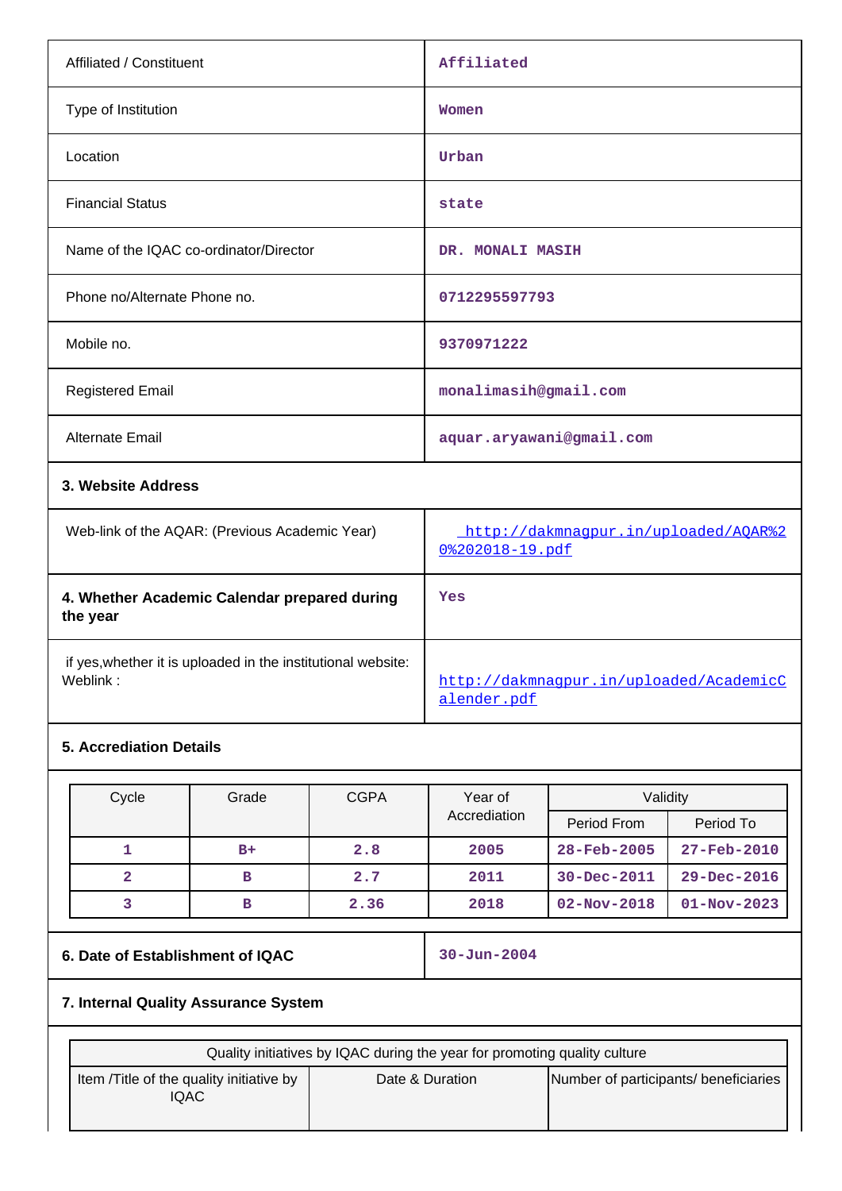| | |
|---|---|
| Affiliated / Constituent | Affiliated |
| Type of Institution | Women |
| Location | Urban |
| Financial Status | state |
| Name of the IQAC co-ordinator/Director | DR. MONALI MASIH |
| Phone no/Alternate Phone no. | 0712295597793 |
| Mobile no. | 9370971222 |
| Registered Email | monalimasih@gmail.com |
| Alternate Email | aquar.aryawani@gmail.com |

**3. Website Address**

| | |
|---|---|
| Web-link of the AQAR: (Previous Academic Year) | http://dakmnagpur.in/uploaded/AQAR%20%202018-19.pdf |
| **4. Whether Academic Calendar prepared during the year** | Yes |
| if yes,whether it is uploaded in the institutional website: Weblink : | http://dakmnagpur.in/uploaded/AcademicCalender.pdf |

**5. Accrediation Details**

| Cycle | Grade | CGPA | Year of Accrediation | Validity | |
|---|---|---|---|---|---|
| | | | | Period From | Period To |
| 1 | B+ | 2.8 | 2005 | 28-Feb-2005 | 27-Feb-2010 |
| 2 | B | 2.7 | 2011 | 30-Dec-2011 | 29-Dec-2016 |
| 3 | B | 2.36 | 2018 | 02-Nov-2018 | 01-Nov-2023 |

| | |
|---|---|
| **6. Date of Establishment of IQAC** | 30-Jun-2004 |

**7. Internal Quality Assurance System**

| Quality initiatives by IQAC during the year for promoting quality culture | | |
|---|---|---|
| Item /Title of the quality initiative by IQAC | Date & Duration | Number of participants/ beneficiaries |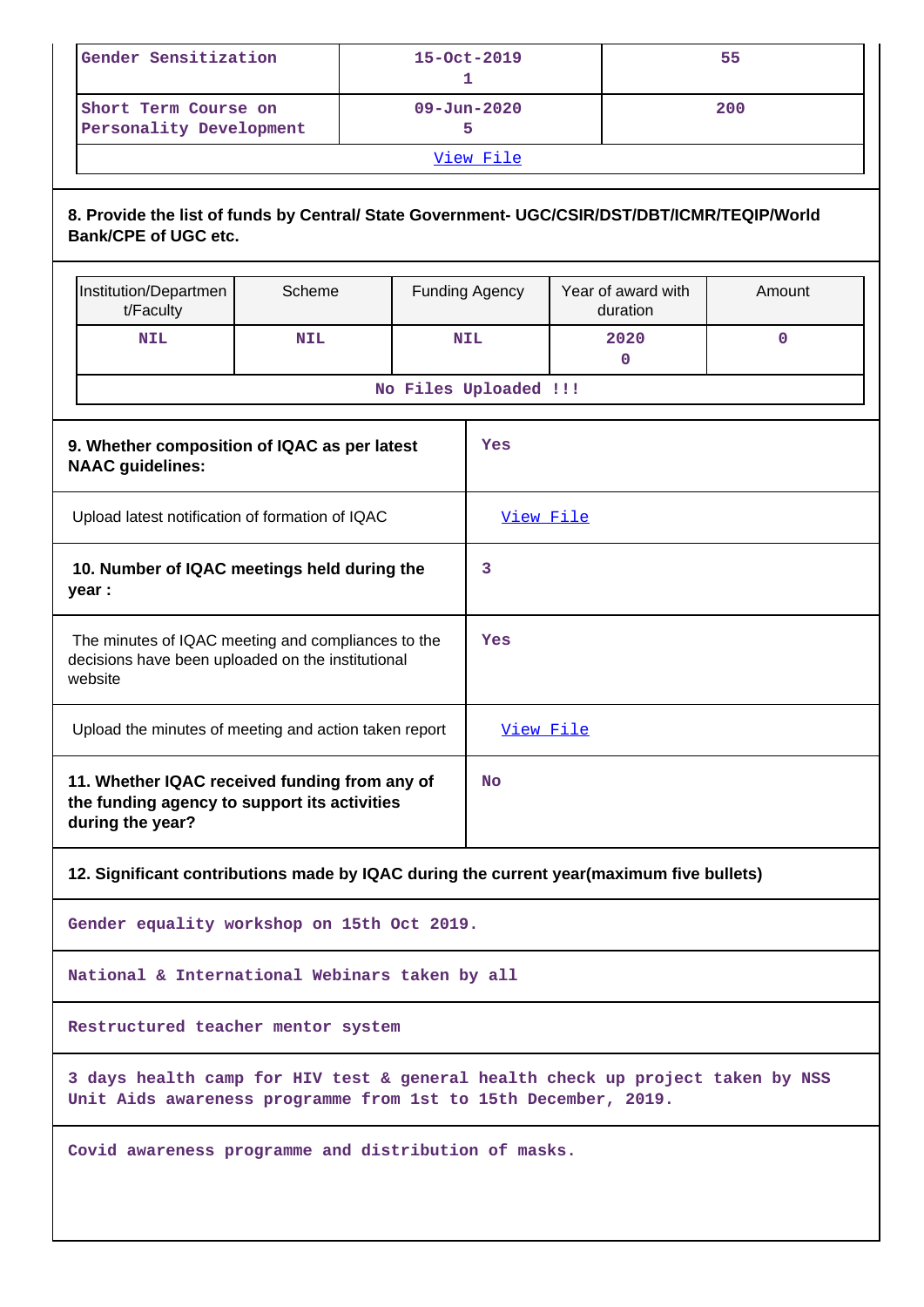| Gender Sensitization | 15-Oct-2019 1 | 55 |
|---|---|---|
| Short Term Course on Personality Development | 09-Jun-2020 5 | 200 |
| View File | | |

**8. Provide the list of funds by Central/ State Government- UGC/CSIR/DST/DBT/ICMR/TEQIP/World Bank/CPE of UGC etc.**

| Institution/Department/Faculty | Scheme | Funding Agency | Year of award with duration | Amount |
|---|---|---|---|---|
| NIL | NIL | NIL | 2020 0 | 0 |
| No Files Uploaded !!! | | | | |

| | |
|---|---|
| **9. Whether composition of IQAC as per latest NAAC guidelines:** | Yes |
| Upload latest notification of formation of IQAC | View File |
| **10. Number of IQAC meetings held during the year :** | 3 |
| The minutes of IQAC meeting and compliances to the decisions have been uploaded on the institutional website | Yes |
| Upload the minutes of meeting and action taken report | View File |
| **11. Whether IQAC received funding from any of the funding agency to support its activities during the year?** | No |

**12. Significant contributions made by IQAC during the current year(maximum five bullets)**

Gender equality workshop on 15th Oct 2019.

National & International Webinars taken by all

Restructured teacher mentor system

3 days health camp for HIV test & general health check up project taken by NSS Unit Aids awareness programme from 1st to 15th December, 2019.

Covid awareness programme and distribution of masks.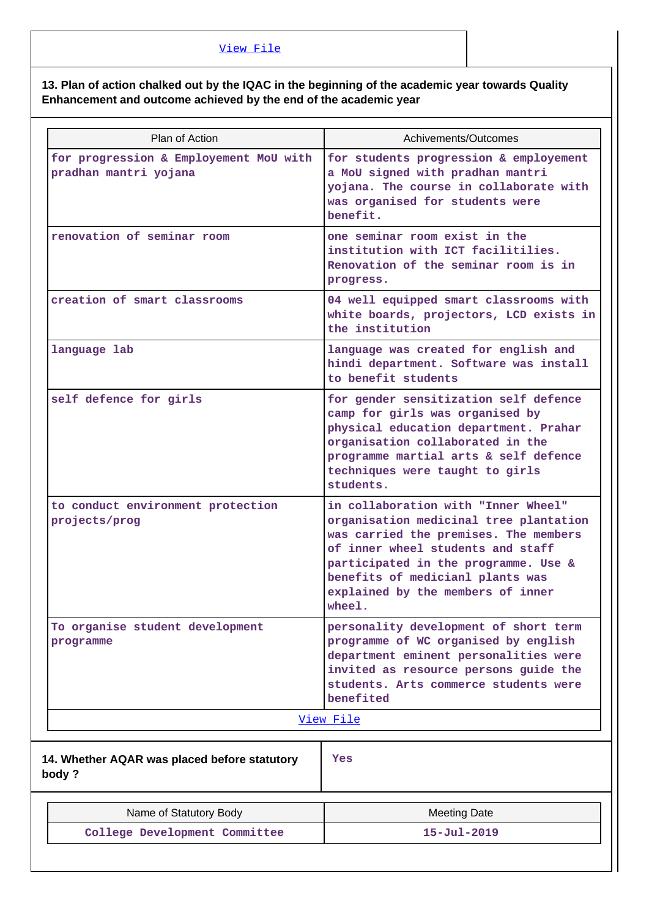View File

**13. Plan of action chalked out by the IQAC in the beginning of the academic year towards Quality Enhancement and outcome achieved by the end of the academic year**

| Plan of Action | Achivements/Outcomes |
|---|---|
| for progression & Employement MoU with pradhan mantri yojana | for students progression & employement a MoU signed with pradhan mantri yojana. The course in collaborate with was organised for students were benefit. |
| renovation of seminar room | one seminar room exist in the institution with ICT facilitilies. Renovation of the seminar room is in progress. |
| creation of smart classrooms | 04 well equipped smart classrooms with white boards, projectors, LCD exists in the institution |
| language lab | language was created for english and hindi department. Software was install to benefit students |
| self defence for girls | for gender sensitization self defence camp for girls was organised by physical education department. Prahar organisation collaborated in the programme martial arts & self defence techniques were taught to girls students. |
| to conduct environment protection projects/prog | in collaboration with "Inner Wheel" organisation medicinal tree plantation was carried the premises. The members of inner wheel students and staff participated in the programme. Use & benefits of medicianl plants was explained by the members of inner wheel. |
| To organise student development programme | personality development of short term programme of WC organised by english department eminent personalities were invited as resource persons guide the students. Arts commerce students were benefited |

View File

| 14. Whether AQAR was placed before statutory body ? | Yes |
|---|---|

| Name of Statutory Body | Meeting Date |
|---|---|
| College Development Committee | 15-Jul-2019 |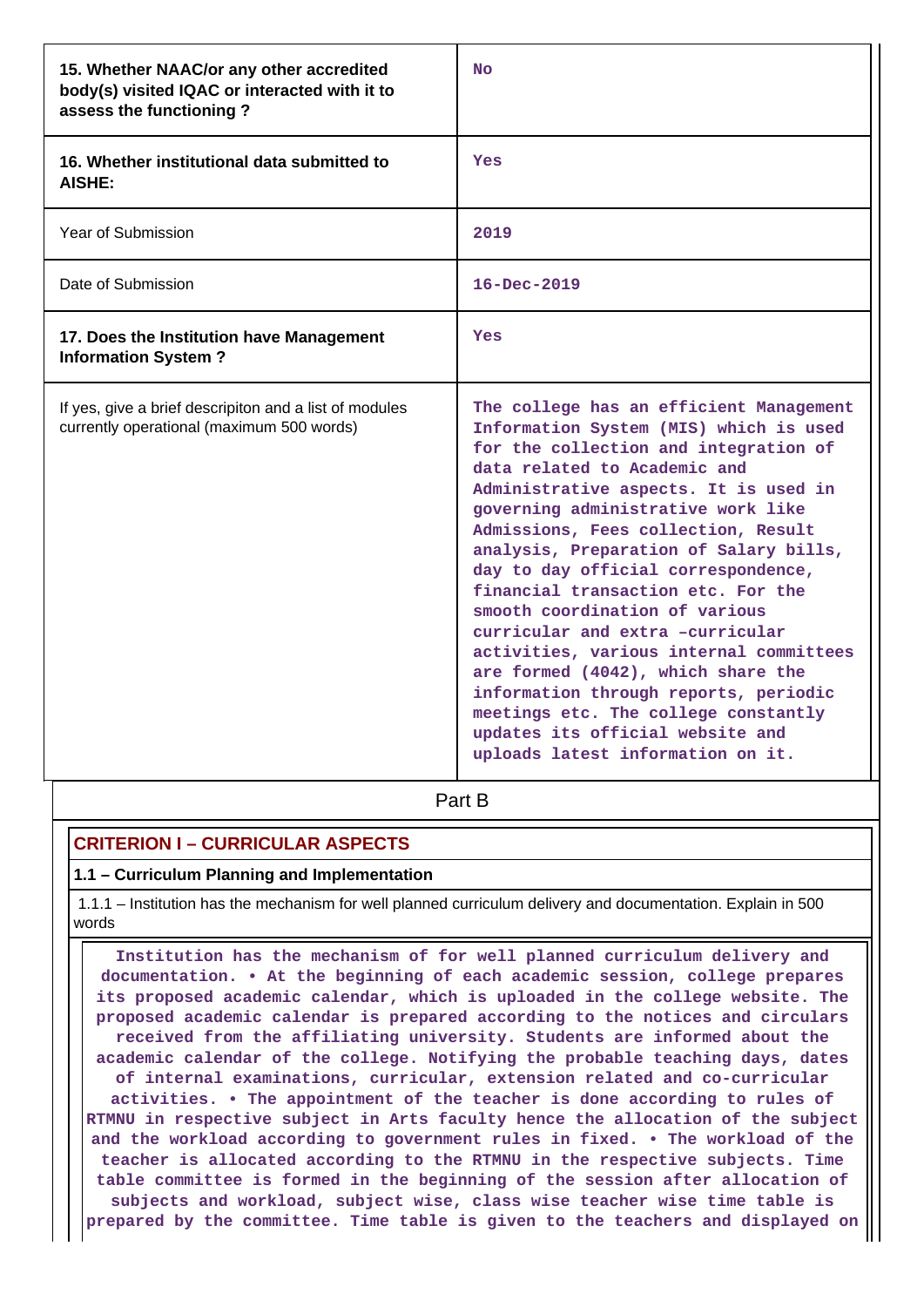| | |
|---|---|
| **15. Whether NAAC/or any other accredited body(s) visited IQAC or interacted with it to assess the functioning ?** | No |
| **16. Whether institutional data submitted to AISHE:** | Yes |
| Year of Submission | 2019 |
| Date of Submission | 16-Dec-2019 |
| **17. Does the Institution have Management Information System ?** | Yes |
| If yes, give a brief descripiton and a list of modules currently operational (maximum 500 words) | The college has an efficient Management Information System (MIS) which is used for the collection and integration of data related to Academic and Administrative aspects. It is used in governing administrative work like Admissions, Fees collection, Result analysis, Preparation of Salary bills, day to day official correspondence, financial transaction etc. For the smooth coordination of various curricular and extra –curricular activities, various internal committees are formed (4042), which share the information through reports, periodic meetings etc. The college constantly updates its official website and uploads latest information on it. |

# Part B

## CRITERION I – CURRICULAR ASPECTS

### 1.1 – Curriculum Planning and Implementation

1.1.1 – Institution has the mechanism for well planned curriculum delivery and documentation. Explain in 500 words

Institution has the mechanism of for well planned curriculum delivery and documentation. • At the beginning of each academic session, college prepares its proposed academic calendar, which is uploaded in the college website. The proposed academic calendar is prepared according to the notices and circulars received from the affiliating university. Students are informed about the academic calendar of the college. Notifying the probable teaching days, dates of internal examinations, curricular, extension related and co-curricular activities. • The appointment of the teacher is done according to rules of RTMNU in respective subject in Arts faculty hence the allocation of the subject and the workload according to government rules in fixed. • The workload of the teacher is allocated according to the RTMNU in the respective subjects. Time table committee is formed in the beginning of the session after allocation of subjects and workload, subject wise, class wise teacher wise time table is prepared by the committee. Time table is given to the teachers and displayed on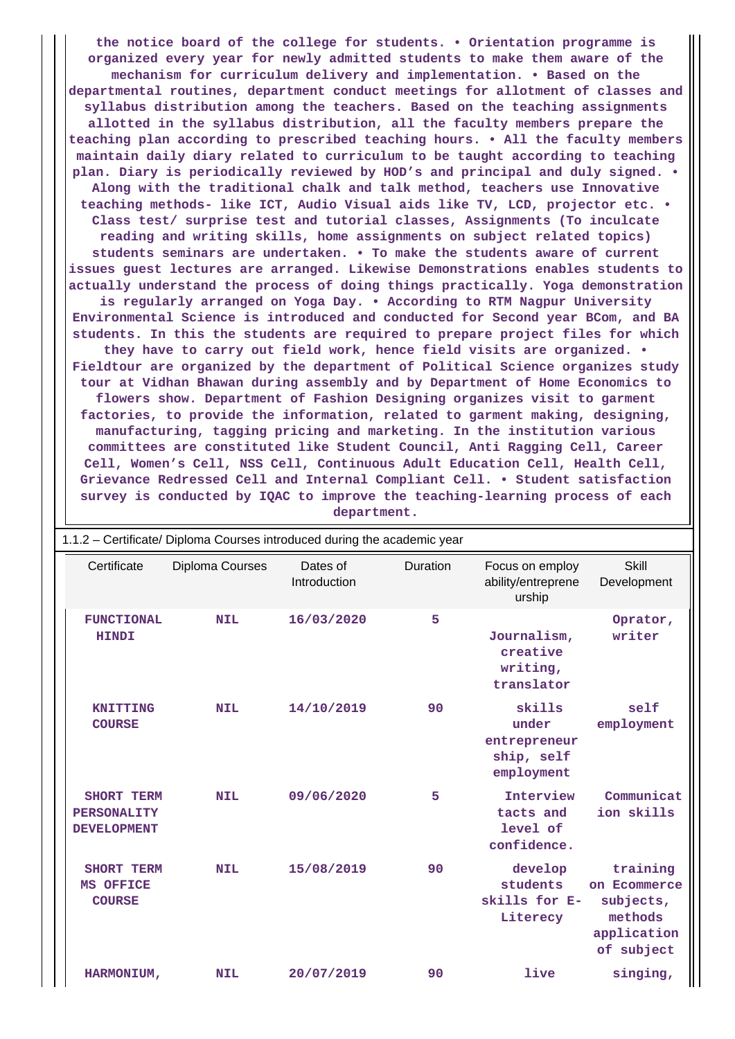the notice board of the college for students. • Orientation programme is organized every year for newly admitted students to make them aware of the mechanism for curriculum delivery and implementation. • Based on the departmental routines, department conduct meetings for allotment of classes and syllabus distribution among the teachers. Based on the teaching assignments allotted in the syllabus distribution, all the faculty members prepare the teaching plan according to prescribed teaching hours. • All the faculty members maintain daily diary related to curriculum to be taught according to teaching plan. Diary is periodically reviewed by HOD's and principal and duly signed. • Along with the traditional chalk and talk method, teachers use Innovative teaching methods- like ICT, Audio Visual aids like TV, LCD, projector etc. • Class test/ surprise test and tutorial classes, Assignments (To inculcate reading and writing skills, home assignments on subject related topics) students seminars are undertaken. • To make the students aware of current issues guest lectures are arranged. Likewise Demonstrations enables students to actually understand the process of doing things practically. Yoga demonstration is regularly arranged on Yoga Day. • According to RTM Nagpur University Environmental Science is introduced and conducted for Second year BCom, and BA students. In this the students are required to prepare project files for which they have to carry out field work, hence field visits are organized. • Fieldtour are organized by the department of Political Science organizes study tour at Vidhan Bhawan during assembly and by Department of Home Economics to flowers show. Department of Fashion Designing organizes visit to garment factories, to provide the information, related to garment making, designing, manufacturing, tagging pricing and marketing. In the institution various committees are constituted like Student Council, Anti Ragging Cell, Career Cell, Women's Cell, NSS Cell, Continuous Adult Education Cell, Health Cell, Grievance Redressed Cell and Internal Compliant Cell. • Student satisfaction survey is conducted by IQAC to improve the teaching-learning process of each department.

1.1.2 – Certificate/ Diploma Courses introduced during the academic year

| Certificate | Diploma Courses | Dates of Introduction | Duration | Focus on employ ability/entreprene urship | Skill Development |
|---|---|---|---|---|---|
| FUNCTIONAL HINDI | NIL | 16/03/2020 | 5 | Journalism, creative writing, translator | Oprator, writer |
| KNITTING COURSE | NIL | 14/10/2019 | 90 | skills under entrepreneur ship, self employment | self employment |
| SHORT TERM PERSONALITY DEVELOPMENT | NIL | 09/06/2020 | 5 | Interview tacts and level of confidence. | Communicat ion skills |
| SHORT TERM MS OFFICE COURSE | NIL | 15/08/2019 | 90 | develop students skills for E-Literecy | training on Ecommerce subjects, methods application of subject |
| HARMONIUM, | NIL | 20/07/2019 | 90 | live | singing, |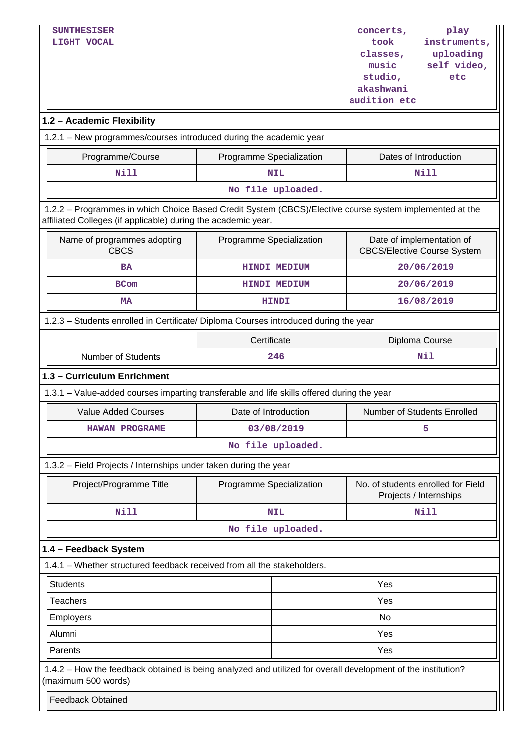| SUNTHESISER LIGHT VOCAL | | concerts, took classes, music studio, akashwani audition etc | play instruments, uploading self video, etc |
|---|---|---|---|

## 1.2 – Academic Flexibility

1.2.1 – New programmes/courses introduced during the academic year

| Programme/Course | Programme Specialization | Dates of Introduction |
|---|---|---|
| Nill | NIL | Nill |
| No file uploaded. | | |

1.2.2 – Programmes in which Choice Based Credit System (CBCS)/Elective course system implemented at the affiliated Colleges (if applicable) during the academic year.

| Name of programmes adopting CBCS | Programme Specialization | Date of implementation of CBCS/Elective Course System |
|---|---|---|
| BA | HINDI MEDIUM | 20/06/2019 |
| BCom | HINDI MEDIUM | 20/06/2019 |
| MA | HINDI | 16/08/2019 |

1.2.3 – Students enrolled in Certificate/ Diploma Courses introduced during the year

| | Certificate | Diploma Course |
|---|---|---|
| Number of Students | 246 | Nil |

## 1.3 – Curriculum Enrichment

1.3.1 – Value-added courses imparting transferable and life skills offered during the year

| Value Added Courses | Date of Introduction | Number of Students Enrolled |
|---|---|---|
| HAWAN PROGRAME | 03/08/2019 | 5 |
| No file uploaded. | | |

1.3.2 – Field Projects / Internships under taken during the year

| Project/Programme Title | Programme Specialization | No. of students enrolled for Field Projects / Internships |
|---|---|---|
| Nill | NIL | Nill |
| No file uploaded. | | |

## 1.4 – Feedback System

1.4.1 – Whether structured feedback received from all the stakeholders.

| | |
|---|---|
| Students | Yes |
| Teachers | Yes |
| Employers | No |
| Alumni | Yes |
| Parents | Yes |

1.4.2 – How the feedback obtained is being analyzed and utilized for overall development of the institution? (maximum 500 words)

| Feedback Obtained |
|---|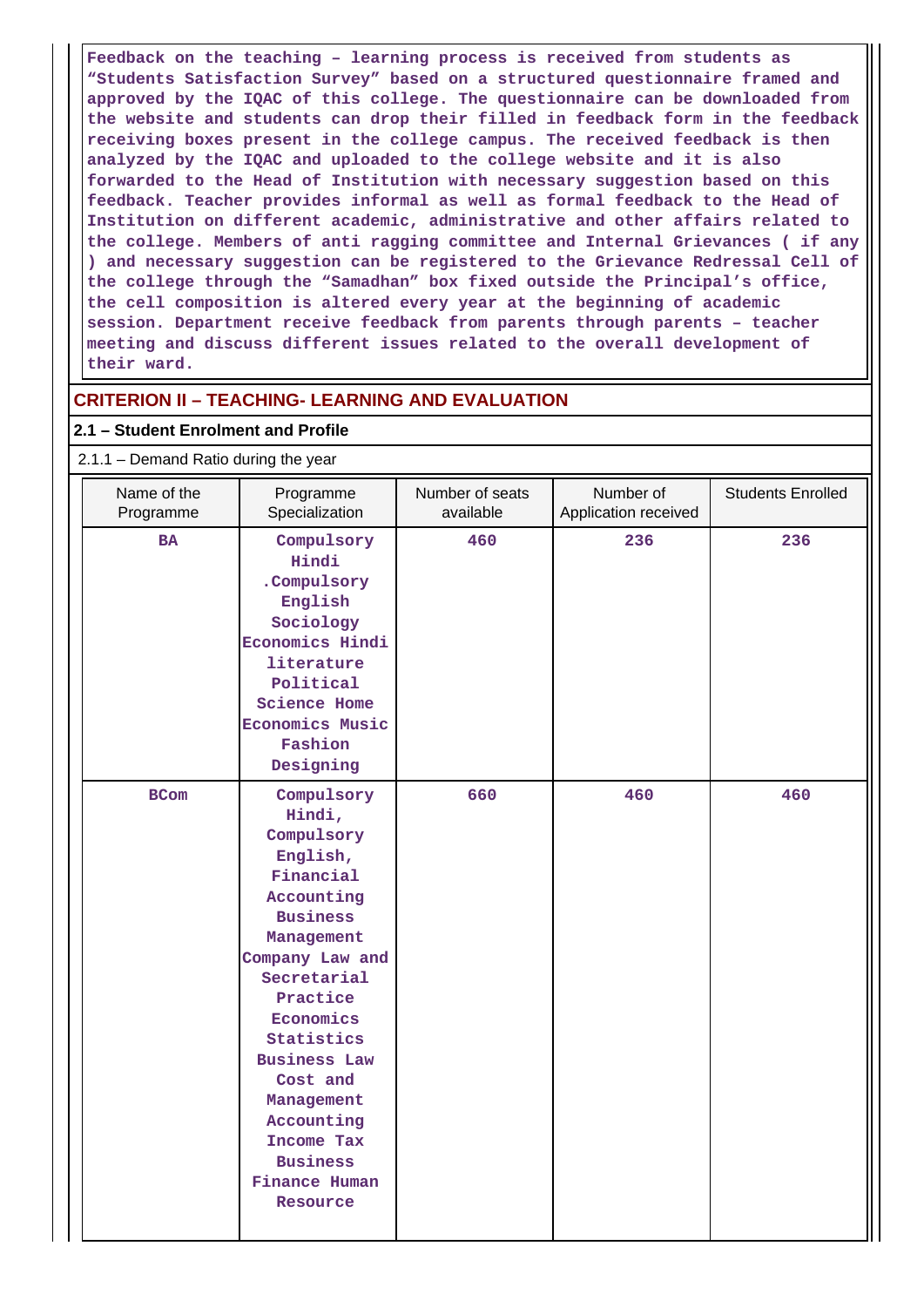Feedback on the teaching – learning process is received from students as "Students Satisfaction Survey" based on a structured questionnaire framed and approved by the IQAC of this college. The questionnaire can be downloaded from the website and students can drop their filled in feedback form in the feedback receiving boxes present in the college campus. The received feedback is then analyzed by the IQAC and uploaded to the college website and it is also forwarded to the Head of Institution with necessary suggestion based on this feedback. Teacher provides informal as well as formal feedback to the Head of Institution on different academic, administrative and other affairs related to the college. Members of anti ragging committee and Internal Grievances ( if any ) and necessary suggestion can be registered to the Grievance Redressal Cell of the college through the "Samadhan" box fixed outside the Principal's office, the cell composition is altered every year at the beginning of academic session. Department receive feedback from parents through parents – teacher meeting and discuss different issues related to the overall development of their ward.

## CRITERION II – TEACHING- LEARNING AND EVALUATION

### 2.1 – Student Enrolment and Profile

2.1.1 – Demand Ratio during the year

| Name of the Programme | Programme Specialization | Number of seats available | Number of Application received | Students Enrolled |
|---|---|---|---|---|
| BA | Compulsory Hindi .Compulsory English Sociology Economics Hindi literature Political Science Home Economics Music Fashion Designing | 460 | 236 | 236 |
| BCom | Compulsory Hindi, Compulsory English, Financial Accounting Business Management Company Law and Secretarial Practice Economics Statistics Business Law Cost and Management Accounting Income Tax Business Finance Human Resource | 660 | 460 | 460 |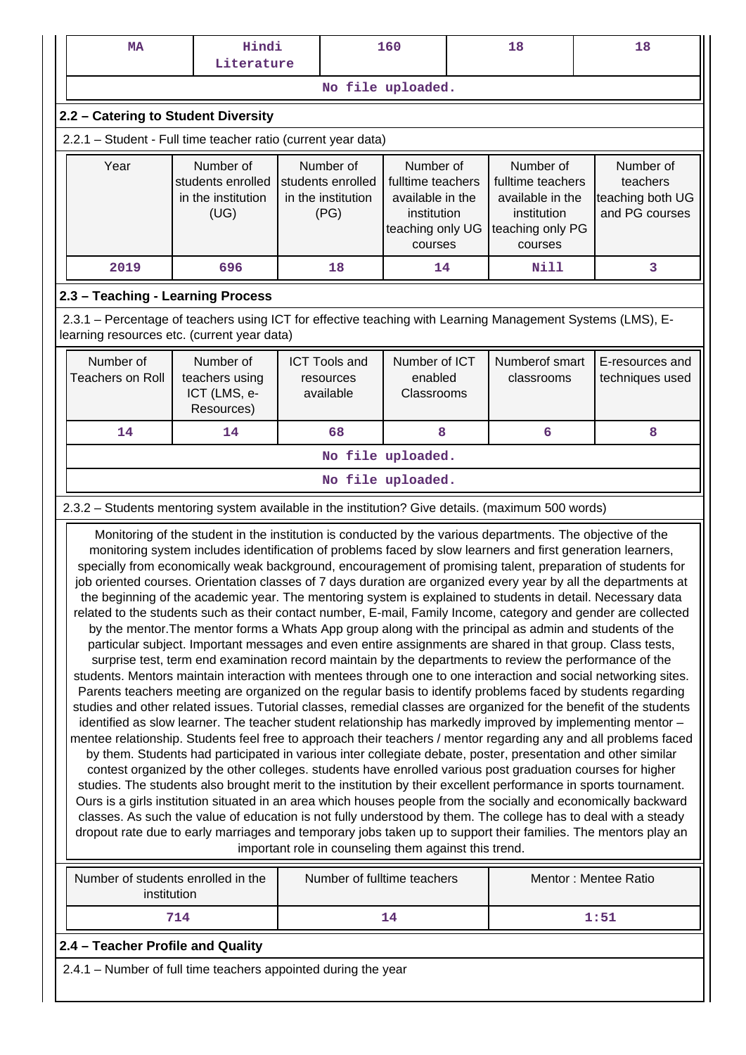| MA | Hindi Literature | 160 | 18 | 18 |
|---|---|---|---|---|

No file uploaded.

## 2.2 – Catering to Student Diversity

2.2.1 – Student - Full time teacher ratio (current year data)

| Year | Number of students enrolled in the institution (UG) | Number of students enrolled in the institution (PG) | Number of fulltime teachers available in the institution teaching only UG courses | Number of fulltime teachers available in the institution teaching only PG courses | Number of teachers teaching both UG and PG courses |
|---|---|---|---|---|---|
| 2019 | 696 | 18 | 14 | Nill | 3 |

## 2.3 – Teaching - Learning Process

2.3.1 – Percentage of teachers using ICT for effective teaching with Learning Management Systems (LMS), E-learning resources etc. (current year data)

| Number of Teachers on Roll | Number of teachers using ICT (LMS, e-Resources) | ICT Tools and resources available | Number of ICT enabled Classrooms | Numberof smart classrooms | E-resources and techniques used |
|---|---|---|---|---|---|
| 14 | 14 | 68 | 8 | 6 | 8 |

No file uploaded.

No file uploaded.

2.3.2 – Students mentoring system available in the institution? Give details. (maximum 500 words)

Monitoring of the student in the institution is conducted by the various departments. The objective of the monitoring system includes identification of problems faced by slow learners and first generation learners, specially from economically weak background, encouragement of promising talent, preparation of students for job oriented courses. Orientation classes of 7 days duration are organized every year by all the departments at the beginning of the academic year. The mentoring system is explained to students in detail. Necessary data related to the students such as their contact number, E-mail, Family Income, category and gender are collected by the mentor.The mentor forms a Whats App group along with the principal as admin and students of the particular subject. Important messages and even entire assignments are shared in that group. Class tests, surprise test, term end examination record maintain by the departments to review the performance of the students. Mentors maintain interaction with mentees through one to one interaction and social networking sites. Parents teachers meeting are organized on the regular basis to identify problems faced by students regarding studies and other related issues. Tutorial classes, remedial classes are organized for the benefit of the students identified as slow learner. The teacher student relationship has markedly improved by implementing mentor – mentee relationship. Students feel free to approach their teachers / mentor regarding any and all problems faced by them. Students had participated in various inter collegiate debate, poster, presentation and other similar contest organized by the other colleges. students have enrolled various post graduation courses for higher studies. The students also brought merit to the institution by their excellent performance in sports tournament. Ours is a girls institution situated in an area which houses people from the socially and economically backward classes. As such the value of education is not fully understood by them. The college has to deal with a steady dropout rate due to early marriages and temporary jobs taken up to support their families. The mentors play an important role in counseling them against this trend.

| Number of students enrolled in the institution | Number of fulltime teachers | Mentor : Mentee Ratio |
|---|---|---|
| 714 | 14 | 1:51 |

## 2.4 – Teacher Profile and Quality

2.4.1 – Number of full time teachers appointed during the year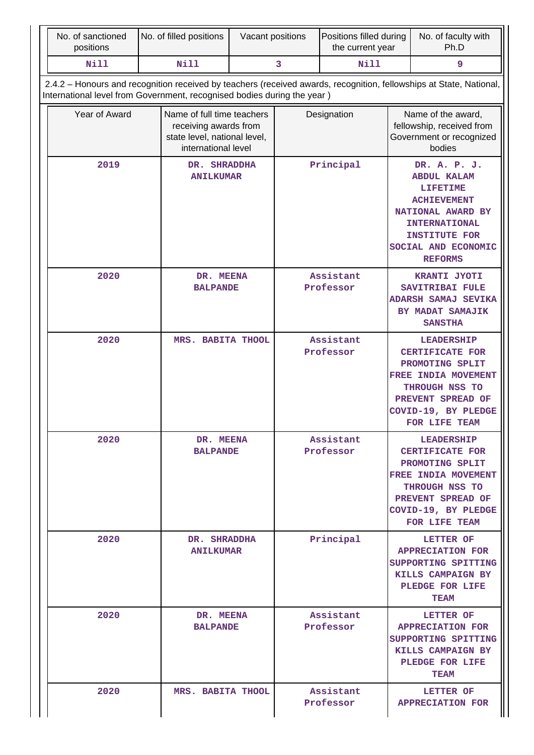| No. of sanctioned positions | No. of filled positions | Vacant positions | Positions filled during the current year | No. of faculty with Ph.D |
|---|---|---|---|---|
| Nill | Nill | 3 | Nill | 9 |

2.4.2 – Honours and recognition received by teachers (received awards, recognition, fellowships at State, National, International level from Government, recognised bodies during the year )

| Year of Award | Name of full time teachers receiving awards from state level, national level, international level | Designation | Name of the award, fellowship, received from Government or recognized bodies |
|---|---|---|---|
| 2019 | DR. SHRADDHA ANILKUMAR | Principal | DR. A. P. J. ABDUL KALAM LIFETIME ACHIEVEMENT NATIONAL AWARD BY INTERNATIONAL INSTITUTE FOR SOCIAL AND ECONOMIC REFORMS |
| 2020 | DR. MEENA BALPANDE | Assistant Professor | KRANTI JYOTI SAVITRIBAI FULE ADARSH SAMAJ SEVIKA BY MADAT SAMAJIK SANSTHA |
| 2020 | MRS. BABITA THOOL | Assistant Professor | LEADERSHIP CERTIFICATE FOR PROMOTING SPLIT FREE INDIA MOVEMENT THROUGH NSS TO PREVENT SPREAD OF COVID-19, BY PLEDGE FOR LIFE TEAM |
| 2020 | DR. MEENA BALPANDE | Assistant Professor | LEADERSHIP CERTIFICATE FOR PROMOTING SPLIT FREE INDIA MOVEMENT THROUGH NSS TO PREVENT SPREAD OF COVID-19, BY PLEDGE FOR LIFE TEAM |
| 2020 | DR. SHRADDHA ANILKUMAR | Principal | LETTER OF APPRECIATION FOR SUPPORTING SPITTING KILLS CAMPAIGN BY PLEDGE FOR LIFE TEAM |
| 2020 | DR. MEENA BALPANDE | Assistant Professor | LETTER OF APPRECIATION FOR SUPPORTING SPITTING KILLS CAMPAIGN BY PLEDGE FOR LIFE TEAM |
| 2020 | MRS. BABITA THOOL | Assistant Professor | LETTER OF APPRECIATION FOR |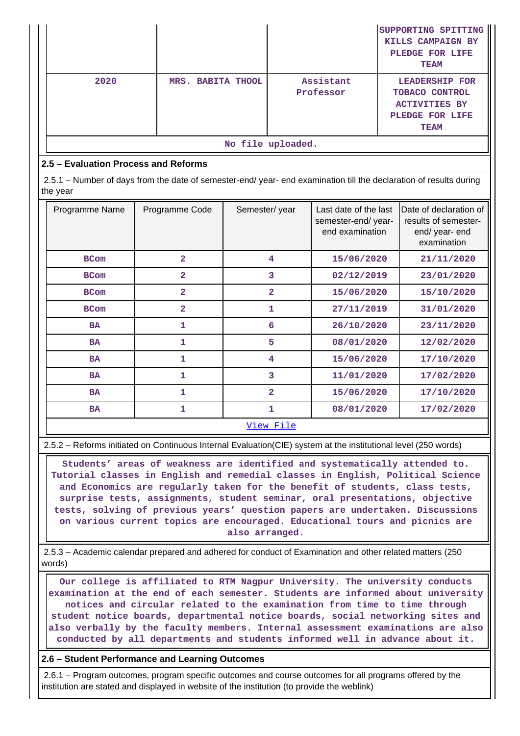|  |  |  | SUPPORTING SPITTING KILLS CAMPAIGN BY PLEDGE FOR LIFE TEAM |
| --- | --- | --- | --- |
| 2020 | MRS. BABITA THOOL | Assistant Professor | LEADERSHIP FOR TOBACO CONTROL ACTIVITIES BY PLEDGE FOR LIFE TEAM |

No file uploaded.

## 2.5 – Evaluation Process and Reforms

2.5.1 – Number of days from the date of semester-end/ year- end examination till the declaration of results during the year

| Programme Name | Programme Code | Semester/ year | Last date of the last semester-end/ year- end examination | Date of declaration of results of semester- end/ year- end examination |
| --- | --- | --- | --- | --- |
| BCom | 2 | 4 | 15/06/2020 | 21/11/2020 |
| BCom | 2 | 3 | 02/12/2019 | 23/01/2020 |
| BCom | 2 | 2 | 15/06/2020 | 15/10/2020 |
| BCom | 2 | 1 | 27/11/2019 | 31/01/2020 |
| BA | 1 | 6 | 26/10/2020 | 23/11/2020 |
| BA | 1 | 5 | 08/01/2020 | 12/02/2020 |
| BA | 1 | 4 | 15/06/2020 | 17/10/2020 |
| BA | 1 | 3 | 11/01/2020 | 17/02/2020 |
| BA | 1 | 2 | 15/06/2020 | 17/10/2020 |
| BA | 1 | 1 | 08/01/2020 | 17/02/2020 |

View File

2.5.2 – Reforms initiated on Continuous Internal Evaluation(CIE) system at the institutional level (250 words)

Students' areas of weakness are identified and systematically attended to. Tutorial classes in English and remedial classes in English, Political Science and Economics are regularly taken for the benefit of students, class tests, surprise tests, assignments, student seminar, oral presentations, objective tests, solving of previous years' question papers are undertaken. Discussions on various current topics are encouraged. Educational tours and picnics are also arranged.

2.5.3 – Academic calendar prepared and adhered for conduct of Examination and other related matters (250 words)

Our college is affiliated to RTM Nagpur University. The university conducts examination at the end of each semester. Students are informed about university notices and circular related to the examination from time to time through student notice boards, departmental notice boards, social networking sites and also verbally by the faculty members. Internal assessment examinations are also conducted by all departments and students informed well in advance about it.

## 2.6 – Student Performance and Learning Outcomes

2.6.1 – Program outcomes, program specific outcomes and course outcomes for all programs offered by the institution are stated and displayed in website of the institution (to provide the weblink)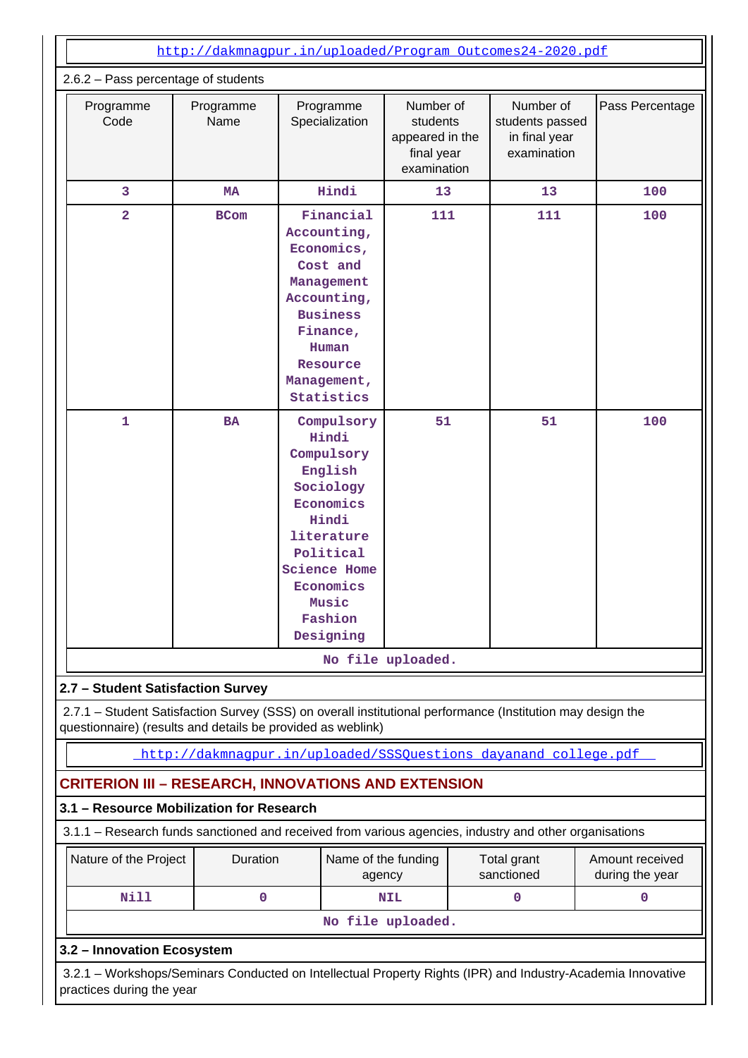http://dakmnagpur.in/uploaded/Program_Outcomes24-2020.pdf

2.6.2 – Pass percentage of students

| Programme Code | Programme Name | Programme Specialization | Number of students appeared in the final year examination | Number of students passed in final year examination | Pass Percentage |
|---|---|---|---|---|---|
| 3 | MA | Hindi | 13 | 13 | 100 |
| 2 | BCom | Financial Accounting, Economics, Cost and Management Accounting, Business Finance, Human Resource Management, Statistics | 111 | 111 | 100 |
| 1 | BA | Compulsory Hindi Compulsory English Sociology Economics Hindi literature Political Science Home Economics Music Fashion Designing | 51 | 51 | 100 |

No file uploaded.

### 2.7 – Student Satisfaction Survey

2.7.1 – Student Satisfaction Survey (SSS) on overall institutional performance (Institution may design the questionnaire) (results and details be provided as weblink)

http://dakmnagpur.in/uploaded/SSSQuestions_dayanand_college.pdf

## CRITERION III – RESEARCH, INNOVATIONS AND EXTENSION

### 3.1 – Resource Mobilization for Research

3.1.1 – Research funds sanctioned and received from various agencies, industry and other organisations

| Nature of the Project | Duration | Name of the funding agency | Total grant sanctioned | Amount received during the year |
|---|---|---|---|---|
| Nill | 0 | NIL | 0 | 0 |

No file uploaded.

### 3.2 – Innovation Ecosystem

3.2.1 – Workshops/Seminars Conducted on Intellectual Property Rights (IPR) and Industry-Academia Innovative practices during the year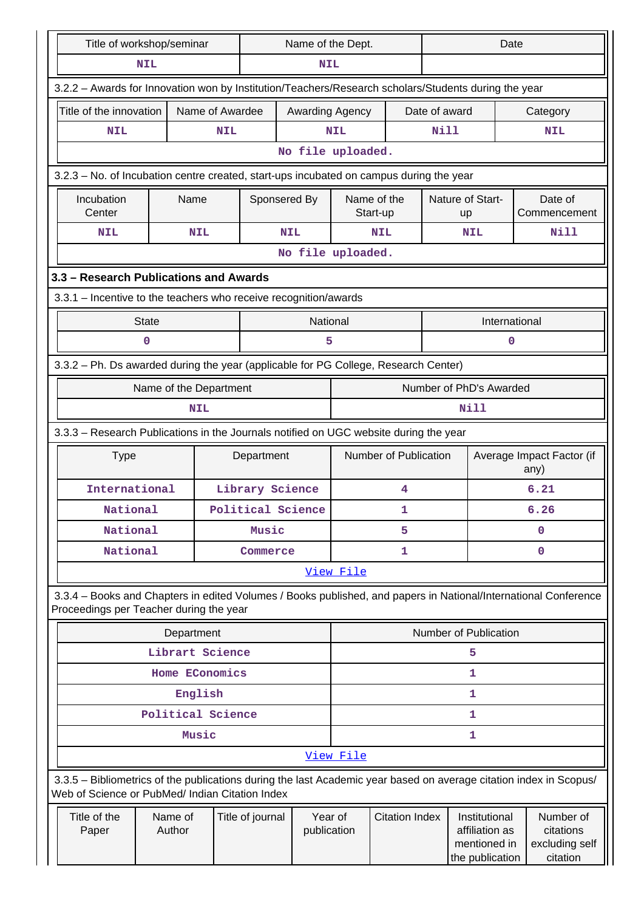| Title of workshop/seminar | Name of the Dept. | Date |
|---|---|---|
| NIL | NIL | |

3.2.2 – Awards for Innovation won by Institution/Teachers/Research scholars/Students during the year

| Title of the innovation | Name of Awardee | Awarding Agency | Date of award | Category |
|---|---|---|---|---|
| NIL | NIL | NIL | Nill | NIL |
| No file uploaded. | | | | |

3.2.3 – No. of Incubation centre created, start-ups incubated on campus during the year

| Incubation Center | Name | Sponsered By | Name of the Start-up | Nature of Start-up | Date of Commencement |
|---|---|---|---|---|---|
| NIL | NIL | NIL | NIL | NIL | Nill |
| No file uploaded. | | | | | |

### 3.3 – Research Publications and Awards

3.3.1 – Incentive to the teachers who receive recognition/awards

| State | National | International |
|---|---|---|
| 0 | 5 | 0 |

3.3.2 – Ph. Ds awarded during the year (applicable for PG College, Research Center)

| Name of the Department | Number of PhD's Awarded |
|---|---|
| NIL | Nill |

3.3.3 – Research Publications in the Journals notified on UGC website during the year

| Type | Department | Number of Publication | Average Impact Factor (if any) |
|---|---|---|---|
| International | Library Science | 4 | 6.21 |
| National | Political Science | 1 | 6.26 |
| National | Music | 5 | 0 |
| National | Commerce | 1 | 0 |
| View File | | | |

3.3.4 – Books and Chapters in edited Volumes / Books published, and papers in National/International Conference Proceedings per Teacher during the year

| Department | Number of Publication |
|---|---|
| Librart Science | 5 |
| Home EConomics | 1 |
| English | 1 |
| Political Science | 1 |
| Music | 1 |
| View File | |

3.3.5 – Bibliometrics of the publications during the last Academic year based on average citation index in Scopus/ Web of Science or PubMed/ Indian Citation Index

| Title of the Paper | Name of Author | Title of journal | Year of publication | Citation Index | Institutional affiliation as mentioned in the publication | Number of citations excluding self citation |
|---|---|---|---|---|---|---|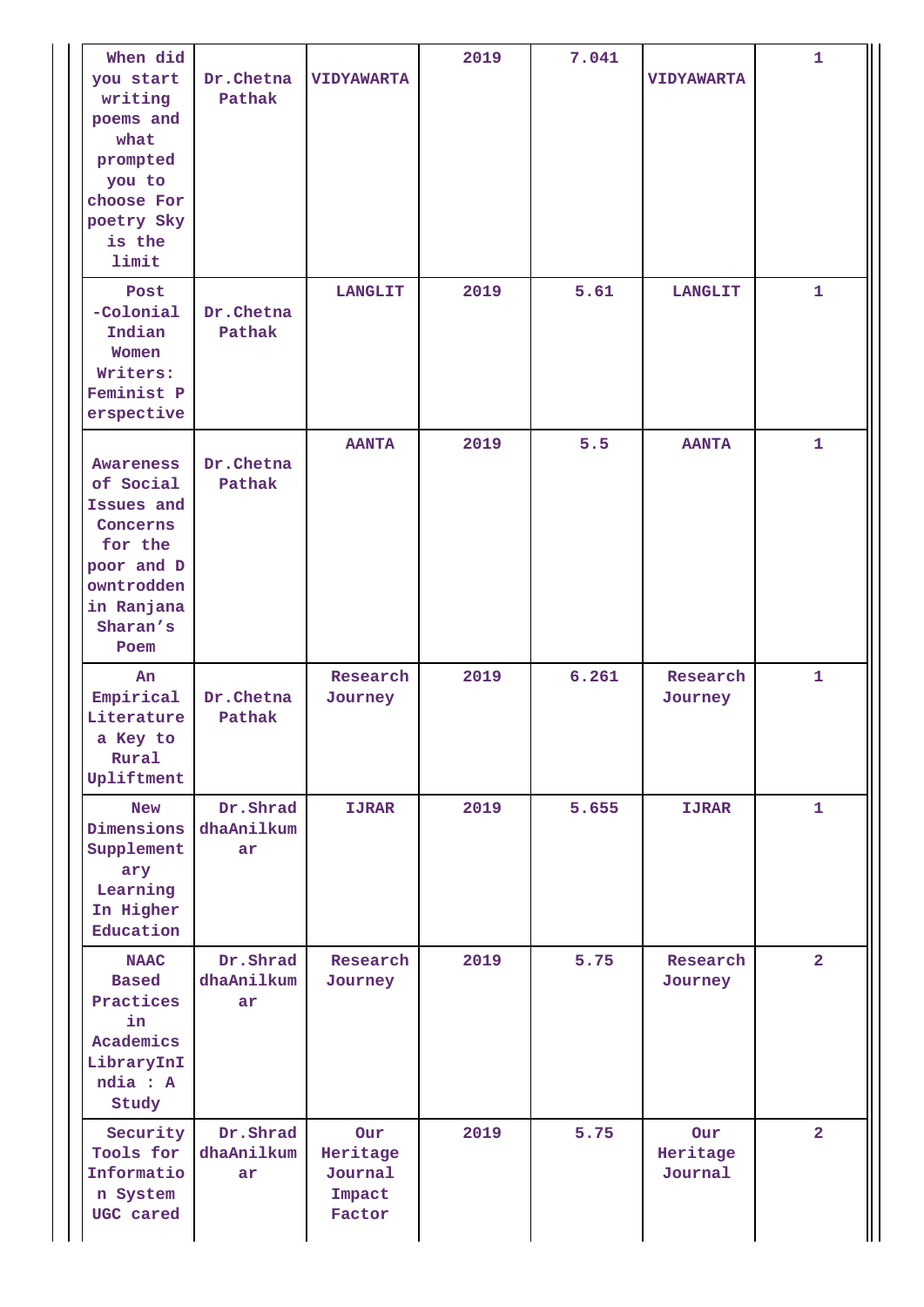| When did you start writing poems and what prompted you to choose For poetry Sky is the limit | Dr.Chetna Pathak | VIDYAWARTA | 2019 | 7.041 | VIDYAWARTA | 1 |
|---|---|---|---|---|---|---|
| Post -Colonial Indian Women Writers: Feminist Perspective | Dr.Chetna Pathak | LANGLIT | 2019 | 5.61 | LANGLIT | 1 |
| Awareness of Social Issues and Concerns for the poor and Downtrodden in Ranjana Sharan's Poem | Dr.Chetna Pathak | AANTA | 2019 | 5.5 | AANTA | 1 |
| An Empirical Literature a Key to Rural Upliftment | Dr.Chetna Pathak | Research Journey | 2019 | 6.261 | Research Journey | 1 |
| New Dimensions Supplementary Learning In Higher Education | Dr.ShraddhaAnilkumar | IJRAR | 2019 | 5.655 | IJRAR | 1 |
| NAAC Based Practices in Academics LibraryInIndia : A Study | Dr.ShraddhaAnilkumar | Research Journey | 2019 | 5.75 | Research Journey | 2 |
| Security Tools for Information System UGC cared | Dr.ShraddhaAnilkumar | Our Heritage Journal Impact Factor | 2019 | 5.75 | Our Heritage Journal | 2 |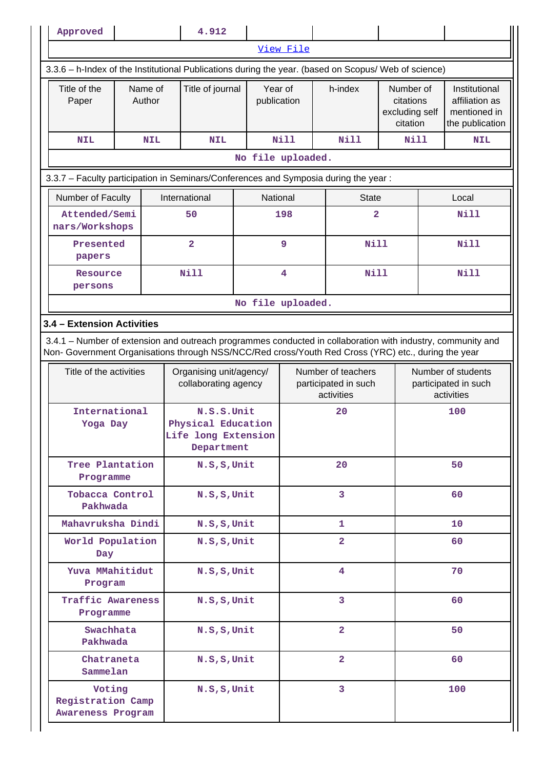| Approved | | 4.912 | | | | |
|---|---|---|---|---|---|---|

View File

3.3.6 – h-Index of the Institutional Publications during the year. (based on Scopus/ Web of science)

| Title of the Paper | Name of Author | Title of journal | Year of publication | h-index | Number of citations excluding self citation | Institutional affiliation as mentioned in the publication |
|---|---|---|---|---|---|---|
| NIL | NIL | NIL | Nill | Nill | Nill | NIL |

No file uploaded.

3.3.7 – Faculty participation in Seminars/Conferences and Symposia during the year :

| Number of Faculty | International | National | State | Local |
|---|---|---|---|---|
| Attended/Seminars/Workshops | 50 | 198 | 2 | Nill |
| Presented papers | 2 | 9 | Nill | Nill |
| Resource persons | Nill | 4 | Nill | Nill |

No file uploaded.

### 3.4 – Extension Activities

3.4.1 – Number of extension and outreach programmes conducted in collaboration with industry, community and Non- Government Organisations through NSS/NCC/Red cross/Youth Red Cross (YRC) etc., during the year

| Title of the activities | Organising unit/agency/ collaborating agency | Number of teachers participated in such activities | Number of students participated in such activities |
|---|---|---|---|
| International Yoga Day | N.S.S.Unit Physical Education Life long Extension Department | 20 | 100 |
| Tree Plantation Programme | N.S,S,Unit | 20 | 50 |
| Tobacca Control Pakhwada | N.S,S,Unit | 3 | 60 |
| Mahavruksha Dindi | N.S,S,Unit | 1 | 10 |
| World Population Day | N.S,S,Unit | 2 | 60 |
| Yuva MMahitidut Program | N.S,S,Unit | 4 | 70 |
| Traffic Awareness Programme | N.S,S,Unit | 3 | 60 |
| Swachhata Pakhwada | N.S,S,Unit | 2 | 50 |
| Chatraneta Sammelan | N.S,S,Unit | 2 | 60 |
| Voting Registration Camp Awareness Program | N.S,S,Unit | 3 | 100 |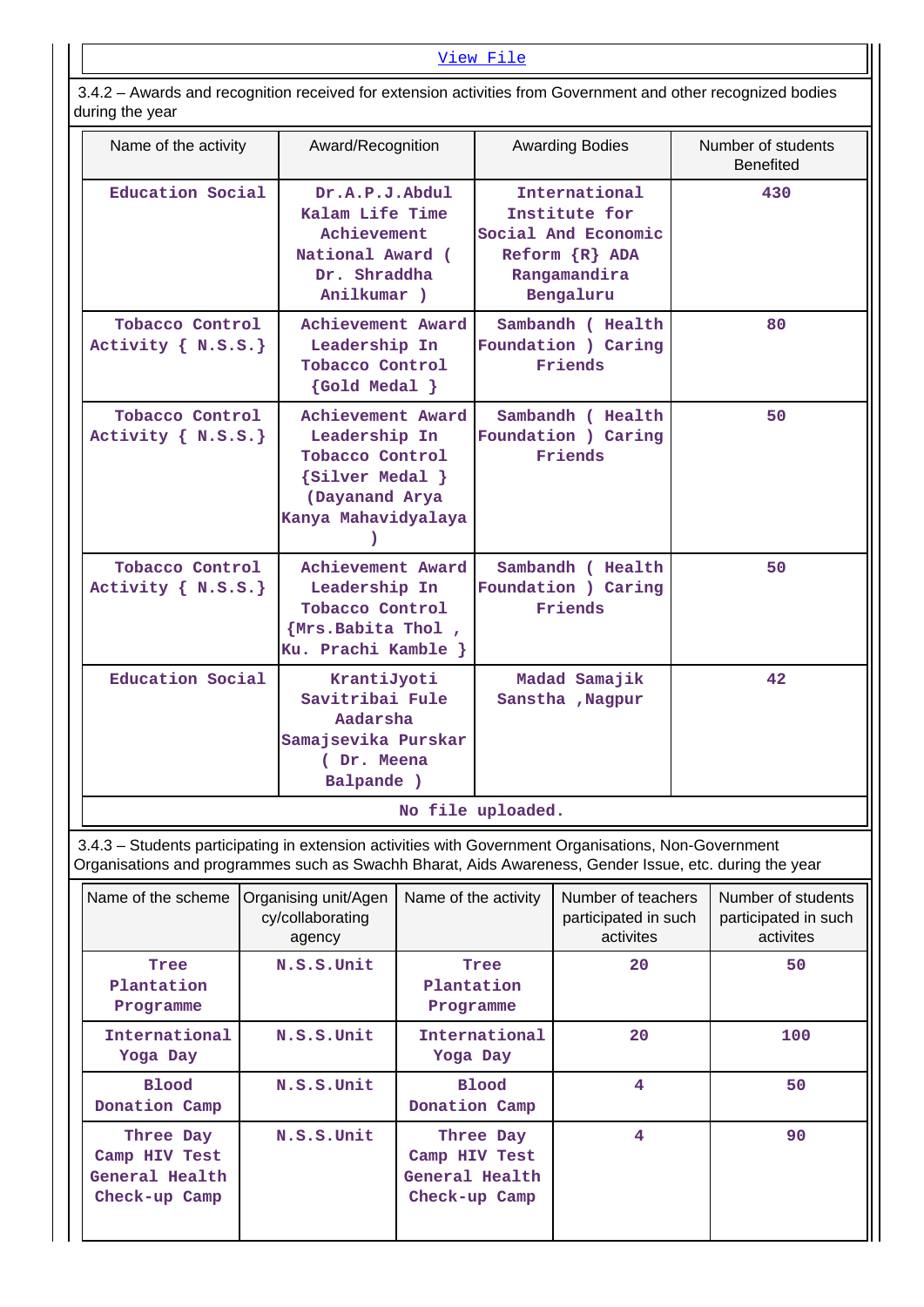View File

3.4.2 – Awards and recognition received for extension activities from Government and other recognized bodies during the year

| Name of the activity | Award/Recognition | Awarding Bodies | Number of students Benefited |
|---|---|---|---|
| Education Social | Dr.A.P.J.Abdul Kalam Life Time Achievement National Award ( Dr. Shraddha Anilkumar ) | International Institute for Social And Economic Reform {R} ADA Rangamandira Bengaluru | 430 |
| Tobacco Control Activity { N.S.S.} | Achievement Award Leadership In Tobacco Control {Gold Medal } | Sambandh ( Health Foundation ) Caring Friends | 80 |
| Tobacco Control Activity { N.S.S.} | Achievement Award Leadership In Tobacco Control {Silver Medal } (Dayanand Arya Kanya Mahavidyalaya ) | Sambandh ( Health Foundation ) Caring Friends | 50 |
| Tobacco Control Activity { N.S.S.} | Achievement Award Leadership In Tobacco Control {Mrs.Babita Thol , Ku. Prachi Kamble } | Sambandh ( Health Foundation ) Caring Friends | 50 |
| Education Social | KrantiJyoti Savitribai Fule Aadarsha Samajsevika Purskar ( Dr. Meena Balpande ) | Madad Samajik Sanstha ,Nagpur | 42 |

No file uploaded.

3.4.3 – Students participating in extension activities with Government Organisations, Non-Government Organisations and programmes such as Swachh Bharat, Aids Awareness, Gender Issue, etc. during the year

| Name of the scheme | Organising unit/Agency/collaborating agency | Name of the activity | Number of teachers participated in such activites | Number of students participated in such activites |
|---|---|---|---|---|
| Tree Plantation Programme | N.S.S.Unit | Tree Plantation Programme | 20 | 50 |
| International Yoga Day | N.S.S.Unit | International Yoga Day | 20 | 100 |
| Blood Donation Camp | N.S.S.Unit | Blood Donation Camp | 4 | 50 |
| Three Day Camp HIV Test General Health Check-up Camp | N.S.S.Unit | Three Day Camp HIV Test General Health Check-up Camp | 4 | 90 |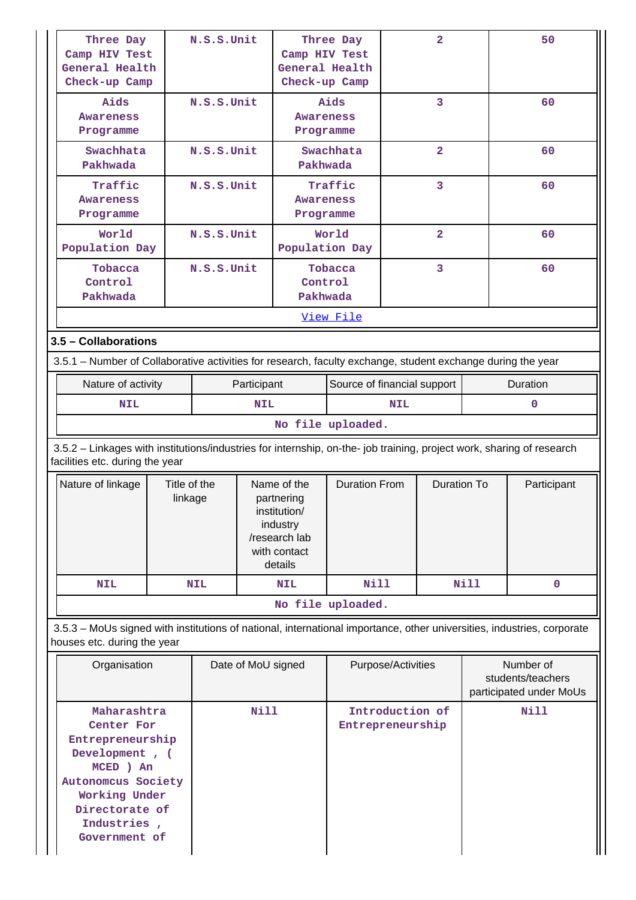| | | | | |
|---|---|---|---|---|
| Three Day Camp HIV Test General Health Check-up Camp | N.S.S.Unit | Three Day Camp HIV Test General Health Check-up Camp | 2 | 50 |
| Aids Awareness Programme | N.S.S.Unit | Aids Awareness Programme | 3 | 60 |
| Swachhata Pakhwada | N.S.S.Unit | Swachhata Pakhwada | 2 | 60 |
| Traffic Awareness Programme | N.S.S.Unit | Traffic Awareness Programme | 3 | 60 |
| World Population Day | N.S.S.Unit | World Population Day | 2 | 60 |
| Tobacca Control Pakhwada | N.S.S.Unit | Tobacca Control Pakhwada | 3 | 60 |

View File

**3.5 – Collaborations**

3.5.1 – Number of Collaborative activities for research, faculty exchange, student exchange during the year

| Nature of activity | Participant | Source of financial support | Duration |
|---|---|---|---|
| NIL | NIL | NIL | 0 |

No file uploaded.

3.5.2 – Linkages with institutions/industries for internship, on-the- job training, project work, sharing of research facilities etc. during the year

| Nature of linkage | Title of the linkage | Name of the partnering institution/ industry /research lab with contact details | Duration From | Duration To | Participant |
|---|---|---|---|---|---|
| NIL | NIL | NIL | Nill | Nill | 0 |

No file uploaded.

3.5.3 – MoUs signed with institutions of national, international importance, other universities, industries, corporate houses etc. during the year

| Organisation | Date of MoU signed | Purpose/Activities | Number of students/teachers participated under MoUs |
|---|---|---|---|
| Maharashtra Center For Entrepreneurship Development , ( MCED ) An Autonomcus Society Working Under Directorate of Industries , Government of | Nill | Introduction of Entrepreneurship | Nill |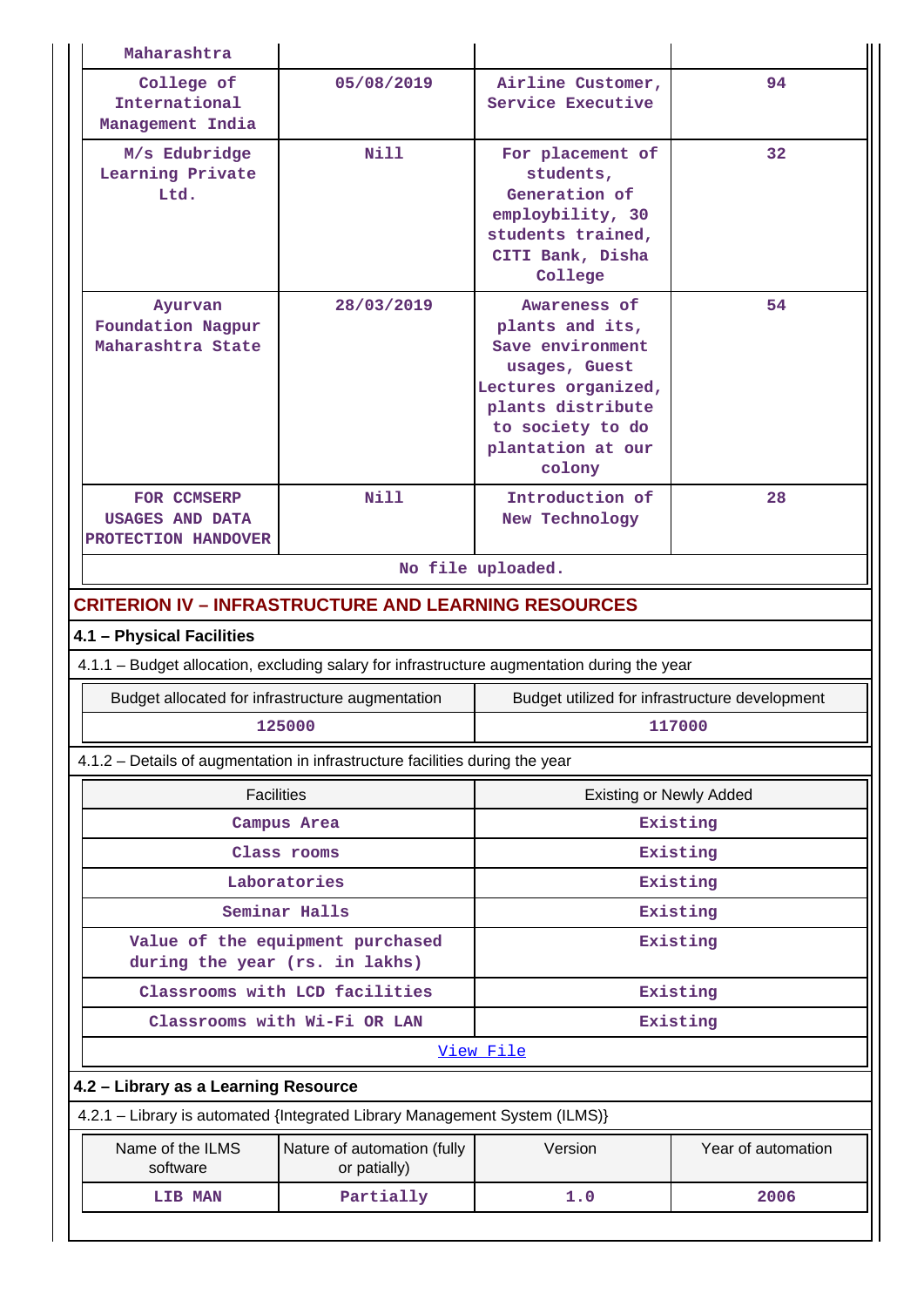| | | | |
|---|---|---|---|
| Maharashtra | | | |
| College of International Management India | 05/08/2019 | Airline Customer, Service Executive | 94 |
| M/s Edubridge Learning Private Ltd. | Nill | For placement of students, Generation of employbility, 30 students trained, CITI Bank, Disha College | 32 |
| Ayurvan Foundation Nagpur Maharashtra State | 28/03/2019 | Awareness of plants and its, Save environment usages, Guest Lectures organized, plants distribute to society to do plantation at our colony | 54 |
| FOR CCMSERP USAGES AND DATA PROTECTION HANDOVER | Nill | Introduction of New Technology | 28 |
| No file uploaded. | | | |

## CRITERION IV – INFRASTRUCTURE AND LEARNING RESOURCES

### 4.1 – Physical Facilities

4.1.1 – Budget allocation, excluding salary for infrastructure augmentation during the year

| Budget allocated for infrastructure augmentation | Budget utilized for infrastructure development |
|---|---|
| 125000 | 117000 |

4.1.2 – Details of augmentation in infrastructure facilities during the year

| Facilities | Existing or Newly Added |
|---|---|
| Campus Area | Existing |
| Class rooms | Existing |
| Laboratories | Existing |
| Seminar Halls | Existing |
| Value of the equipment purchased during the year (rs. in lakhs) | Existing |
| Classrooms with LCD facilities | Existing |
| Classrooms with Wi-Fi OR LAN | Existing |
| View File | |

### 4.2 – Library as a Learning Resource

4.2.1 – Library is automated {Integrated Library Management System (ILMS)}

| Name of the ILMS software | Nature of automation (fully or patially) | Version | Year of automation |
|---|---|---|---|
| LIB MAN | Partially | 1.0 | 2006 |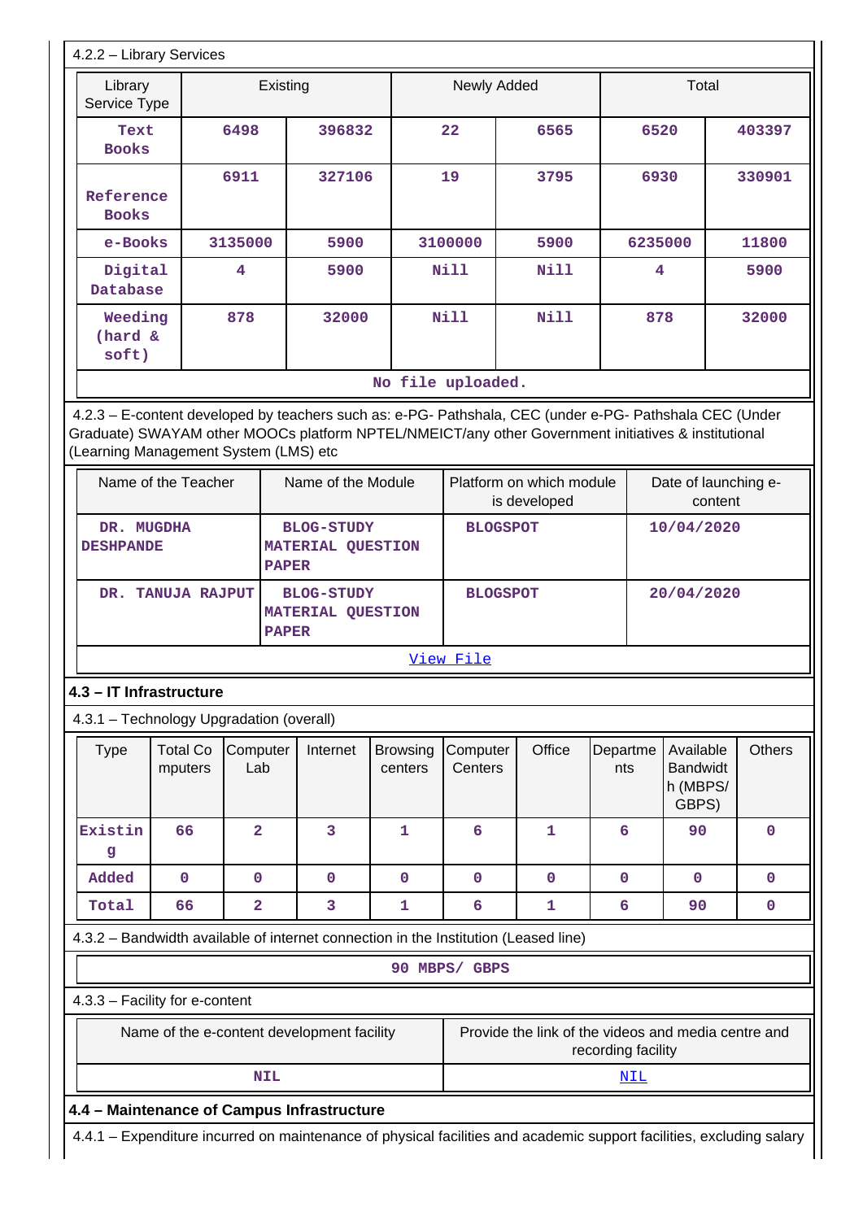4.2.2 – Library Services

| Library Service Type | Existing | | Newly Added | | Total | |
|---|---|---|---|---|---|---|
| Text Books | 6498 | 396832 | 22 | 6565 | 6520 | 403397 |
| Reference Books | 6911 | 327106 | 19 | 3795 | 6930 | 330901 |
| e-Books | 3135000 | 5900 | 3100000 | 5900 | 6235000 | 11800 |
| Digital Database | 4 | 5900 | Nill | Nill | 4 | 5900 |
| Weeding (hard & soft) | 878 | 32000 | Nill | Nill | 878 | 32000 |
| No file uploaded. | | | | | | |

4.2.3 – E-content developed by teachers such as: e-PG- Pathshala, CEC (under e-PG- Pathshala CEC (Under Graduate) SWAYAM other MOOCs platform NPTEL/NMEICT/any other Government initiatives & institutional (Learning Management System (LMS) etc

| Name of the Teacher | Name of the Module | Platform on which module is developed | Date of launching e-content |
|---|---|---|---|
| DR. MUGDHA DESHPANDE | BLOG-STUDY MATERIAL QUESTION PAPER | BLOGSPOT | 10/04/2020 |
| DR. TANUJA RAJPUT | BLOG-STUDY MATERIAL QUESTION PAPER | BLOGSPOT | 20/04/2020 |
| View File | | | |

**4.3 – IT Infrastructure**

4.3.1 – Technology Upgradation (overall)

| Type | Total Computers | Computer Lab | Internet | Browsing centers | Computer Centers | Office | Departments | Available Bandwidth (MBPS/ GBPS) | Others |
|---|---|---|---|---|---|---|---|---|---|
| Existing | 66 | 2 | 3 | 1 | 6 | 1 | 6 | 90 | 0 |
| Added | 0 | 0 | 0 | 0 | 0 | 0 | 0 | 0 | 0 |
| Total | 66 | 2 | 3 | 1 | 6 | 1 | 6 | 90 | 0 |

4.3.2 – Bandwidth available of internet connection in the Institution (Leased line)

90 MBPS/ GBPS

4.3.3 – Facility for e-content

| Name of the e-content development facility | Provide the link of the videos and media centre and recording facility |
|---|---|
| NIL | NIL |

**4.4 – Maintenance of Campus Infrastructure**

4.4.1 – Expenditure incurred on maintenance of physical facilities and academic support facilities, excluding salary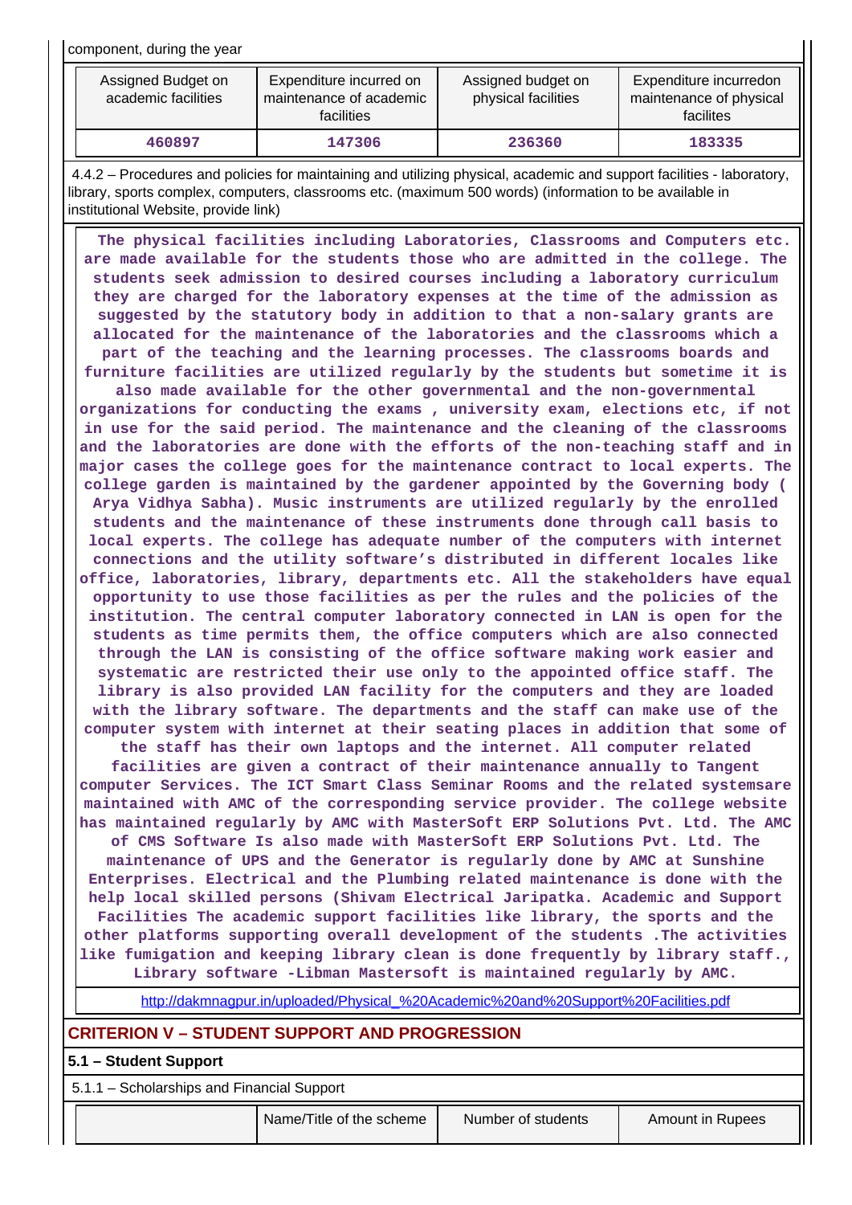component, during the year

| Assigned Budget on academic facilities | Expenditure incurred on maintenance of academic facilities | Assigned budget on physical facilities | Expenditure incurredon maintenance of physical facilites |
|---|---|---|---|
| 460897 | 147306 | 236360 | 183335 |

4.4.2 – Procedures and policies for maintaining and utilizing physical, academic and support facilities - laboratory, library, sports complex, computers, classrooms etc. (maximum 500 words) (information to be available in institutional Website, provide link)

The physical facilities including Laboratories, Classrooms and Computers etc. are made available for the students those who are admitted in the college. The students seek admission to desired courses including a laboratory curriculum they are charged for the laboratory expenses at the time of the admission as suggested by the statutory body in addition to that a non-salary grants are allocated for the maintenance of the laboratories and the classrooms which a part of the teaching and the learning processes. The classrooms boards and furniture facilities are utilized regularly by the students but sometime it is also made available for the other governmental and the non-governmental organizations for conducting the exams , university exam, elections etc, if not in use for the said period. The maintenance and the cleaning of the classrooms and the laboratories are done with the efforts of the non-teaching staff and in major cases the college goes for the maintenance contract to local experts. The college garden is maintained by the gardener appointed by the Governing body ( Arya Vidhya Sabha). Music instruments are utilized regularly by the enrolled students and the maintenance of these instruments done through call basis to local experts. The college has adequate number of the computers with internet connections and the utility software's distributed in different locales like office, laboratories, library, departments etc. All the stakeholders have equal opportunity to use those facilities as per the rules and the policies of the institution. The central computer laboratory connected in LAN is open for the students as time permits them, the office computers which are also connected through the LAN is consisting of the office software making work easier and systematic are restricted their use only to the appointed office staff. The library is also provided LAN facility for the computers and they are loaded with the library software. The departments and the staff can make use of the computer system with internet at their seating places in addition that some of the staff has their own laptops and the internet. All computer related facilities are given a contract of their maintenance annually to Tangent computer Services. The ICT Smart Class Seminar Rooms and the related systemsare maintained with AMC of the corresponding service provider. The college website has maintained regularly by AMC with MasterSoft ERP Solutions Pvt. Ltd. The AMC of CMS Software Is also made with MasterSoft ERP Solutions Pvt. Ltd. The maintenance of UPS and the Generator is regularly done by AMC at Sunshine Enterprises. Electrical and the Plumbing related maintenance is done with the help local skilled persons (Shivam Electrical Jaripatka. Academic and Support Facilities The academic support facilities like library, the sports and the other platforms supporting overall development of the students .The activities like fumigation and keeping library clean is done frequently by library staff., Library software -Libman Mastersoft is maintained regularly by AMC.

http://dakmnagpur.in/uploaded/Physical_%20Academic%20and%20Support%20Facilities.pdf

## CRITERION V – STUDENT SUPPORT AND PROGRESSION

### 5.1 – Student Support

5.1.1 – Scholarships and Financial Support

| | Name/Title of the scheme | Number of students | Amount in Rupees |
|---|---|---|---|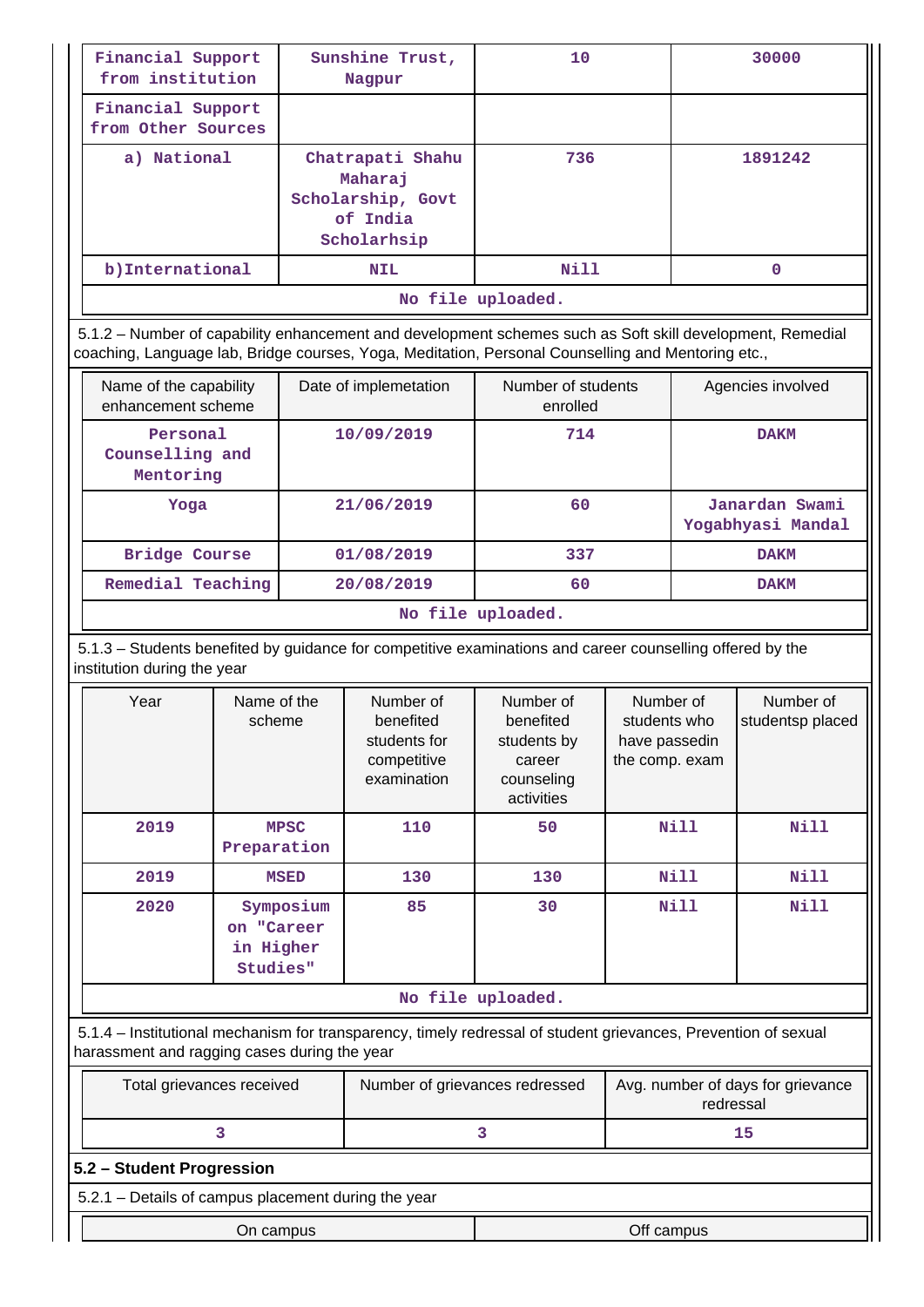| | | | |
|---|---|---|---|
| Financial Support from institution | Sunshine Trust, Nagpur | 10 | 30000 |
| Financial Support from Other Sources | | | |
| a) National | Chatrapati Shahu Maharaj Scholarship, Govt of India Scholarhsip | 736 | 1891242 |
| b)International | NIL | Nill | 0 |
| No file uploaded. | | | |

5.1.2 – Number of capability enhancement and development schemes such as Soft skill development, Remedial coaching, Language lab, Bridge courses, Yoga, Meditation, Personal Counselling and Mentoring etc.,

| Name of the capability enhancement scheme | Date of implemetation | Number of students enrolled | Agencies involved |
|---|---|---|---|
| Personal Counselling and Mentoring | 10/09/2019 | 714 | DAKM |
| Yoga | 21/06/2019 | 60 | Janardan Swami Yogabhyasi Mandal |
| Bridge Course | 01/08/2019 | 337 | DAKM |
| Remedial Teaching | 20/08/2019 | 60 | DAKM |
| No file uploaded. | | | |

5.1.3 – Students benefited by guidance for competitive examinations and career counselling offered by the institution during the year

| Year | Name of the scheme | Number of benefited students for competitive examination | Number of benefited students by career counseling activities | Number of students who have passedin the comp. exam | Number of studentsp placed |
|---|---|---|---|---|---|
| 2019 | MPSC Preparation | 110 | 50 | Nill | Nill |
| 2019 | MSED | 130 | 130 | Nill | Nill |
| 2020 | Symposium on "Career in Higher Studies" | 85 | 30 | Nill | Nill |
| No file uploaded. | | | | | |

5.1.4 – Institutional mechanism for transparency, timely redressal of student grievances, Prevention of sexual harassment and ragging cases during the year

| Total grievances received | Number of grievances redressed | Avg. number of days for grievance redressal |
|---|---|---|
| 3 | 3 | 15 |

**5.2 – Student Progression**

5.2.1 – Details of campus placement during the year

| On campus | Off campus |
|---|---|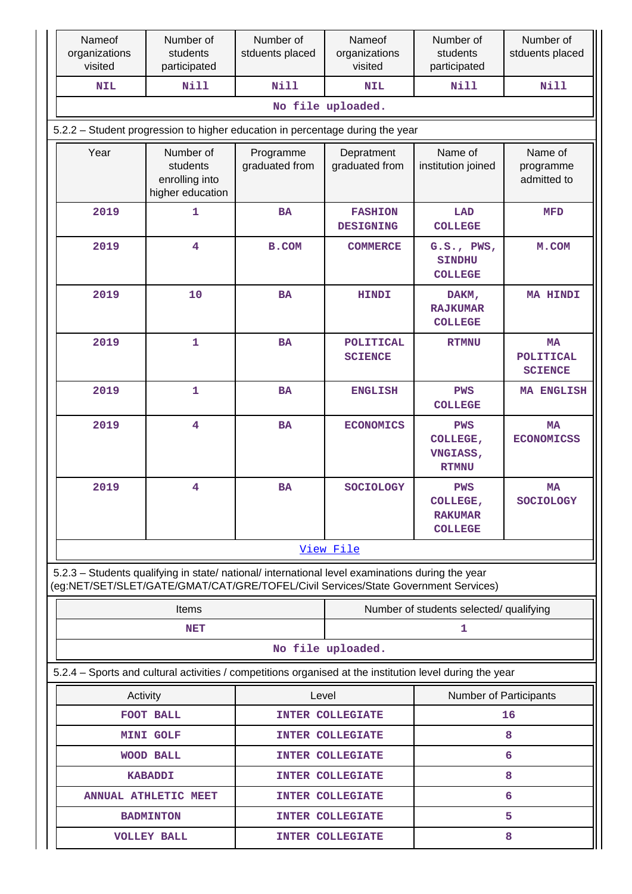| Nameof organizations visited | Number of students participated | Number of stduents placed | Nameof organizations visited | Number of students participated | Number of stduents placed |
|---|---|---|---|---|---|
| NIL | Nill | Nill | NIL | Nill | Nill |

No file uploaded.

5.2.2 – Student progression to higher education in percentage during the year

| Year | Number of students enrolling into higher education | Programme graduated from | Depratment graduated from | Name of institution joined | Name of programme admitted to |
|---|---|---|---|---|---|
| 2019 | 1 | BA | FASHION DESIGNING | LAD COLLEGE | MFD |
| 2019 | 4 | B.COM | COMMERCE | G.S., PWS, SINDHU COLLEGE | M.COM |
| 2019 | 10 | BA | HINDI | DAKM, RAJKUMAR COLLEGE | MA HINDI |
| 2019 | 1 | BA | POLITICAL SCIENCE | RTMNU | MA POLITICAL SCIENCE |
| 2019 | 1 | BA | ENGLISH | PWS COLLEGE | MA ENGLISH |
| 2019 | 4 | BA | ECONOMICS | PWS COLLEGE, VNGIASS, RTMNU | MA ECONOMICSS |
| 2019 | 4 | BA | SOCIOLOGY | PWS COLLEGE, RAKUMAR COLLEGE | MA SOCIOLOGY |

View File

5.2.3 – Students qualifying in state/ national/ international level examinations during the year (eg:NET/SET/SLET/GATE/GMAT/CAT/GRE/TOFEL/Civil Services/State Government Services)

| Items | Number of students selected/ qualifying |
|---|---|
| NET | 1 |

No file uploaded.

5.2.4 – Sports and cultural activities / competitions organised at the institution level during the year

| Activity | Level | Number of Participants |
|---|---|---|
| FOOT BALL | INTER COLLEGIATE | 16 |
| MINI GOLF | INTER COLLEGIATE | 8 |
| WOOD BALL | INTER COLLEGIATE | 6 |
| KABADDI | INTER COLLEGIATE | 8 |
| ANNUAL ATHLETIC MEET | INTER COLLEGIATE | 6 |
| BADMINTON | INTER COLLEGIATE | 5 |
| VOLLEY BALL | INTER COLLEGIATE | 8 |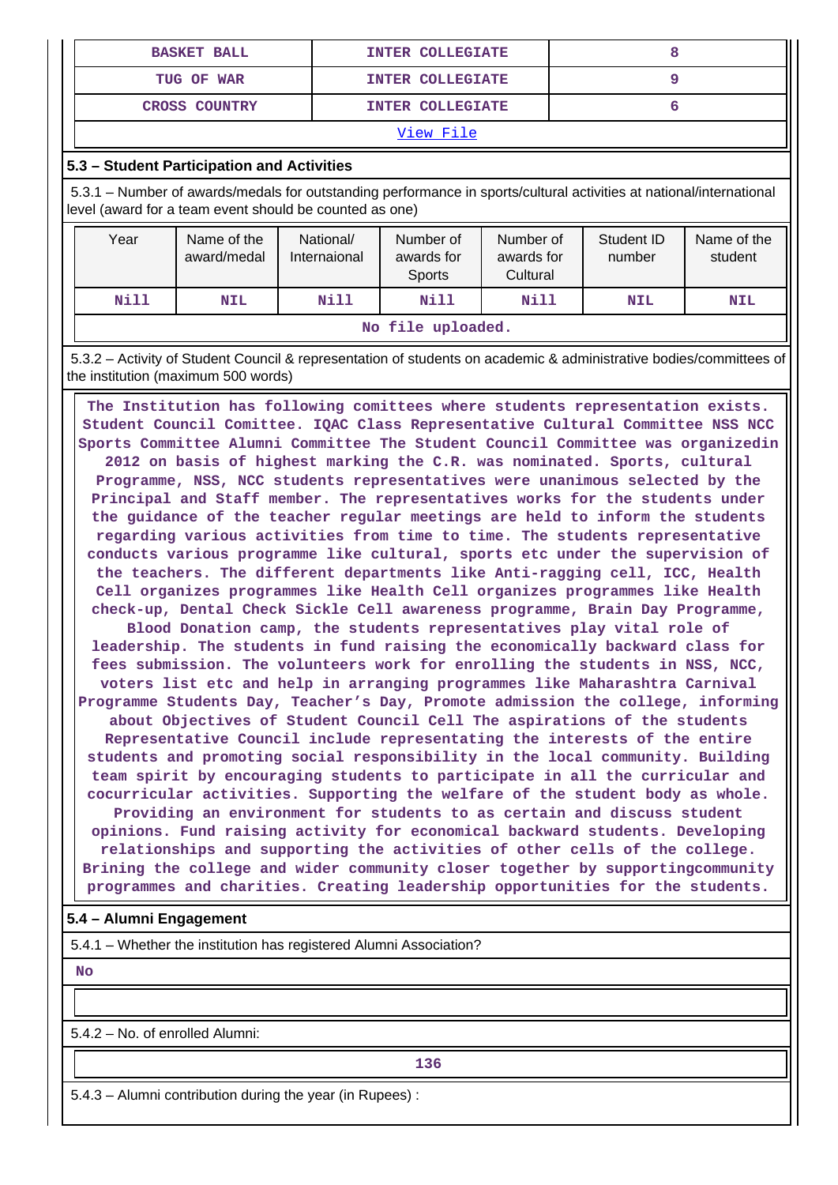| BASKET BALL | INTER COLLEGIATE | 8 |
|---|---|---|
| TUG OF WAR | INTER COLLEGIATE | 9 |
| CROSS COUNTRY | INTER COLLEGIATE | 6 |
| View File | | |

### 5.3 – Student Participation and Activities

5.3.1 – Number of awards/medals for outstanding performance in sports/cultural activities at national/international level (award for a team event should be counted as one)

| Year | Name of the award/medal | National/ Internaional | Number of awards for Sports | Number of awards for Cultural | Student ID number | Name of the student |
|---|---|---|---|---|---|---|
| Nill | NIL | Nill | Nill | Nill | NIL | NIL |
| No file uploaded. | | | | | | |

5.3.2 – Activity of Student Council & representation of students on academic & administrative bodies/committees of the institution (maximum 500 words)

The Institution has following comittees where students representation exists. Student Council Comittee. IQAC Class Representative Cultural Committee NSS NCC Sports Committee Alumni Committee The Student Council Committee was organizedin 2012 on basis of highest marking the C.R. was nominated. Sports, cultural Programme, NSS, NCC students representatives were unanimous selected by the Principal and Staff member. The representatives works for the students under the guidance of the teacher regular meetings are held to inform the students regarding various activities from time to time. The students representative conducts various programme like cultural, sports etc under the supervision of the teachers. The different departments like Anti-ragging cell, ICC, Health Cell organizes programmes like Health Cell organizes programmes like Health check-up, Dental Check Sickle Cell awareness programme, Brain Day Programme, Blood Donation camp, the students representatives play vital role of leadership. The students in fund raising the economically backward class for fees submission. The volunteers work for enrolling the students in NSS, NCC, voters list etc and help in arranging programmes like Maharashtra Carnival Programme Students Day, Teacher's Day, Promote admission the college, informing about Objectives of Student Council Cell The aspirations of the students Representative Council include representating the interests of the entire students and promoting social responsibility in the local community. Building team spirit by encouraging students to participate in all the curricular and cocurricular activities. Supporting the welfare of the student body as whole. Providing an environment for students to as certain and discuss student opinions. Fund raising activity for economical backward students. Developing relationships and supporting the activities of other cells of the college. Brining the college and wider community closer together by supportingcommunity programmes and charities. Creating leadership opportunities for the students.

### 5.4 – Alumni Engagement

5.4.1 – Whether the institution has registered Alumni Association?

**No**

5.4.2 – No. of enrolled Alumni:

**136**

5.4.3 – Alumni contribution during the year (in Rupees) :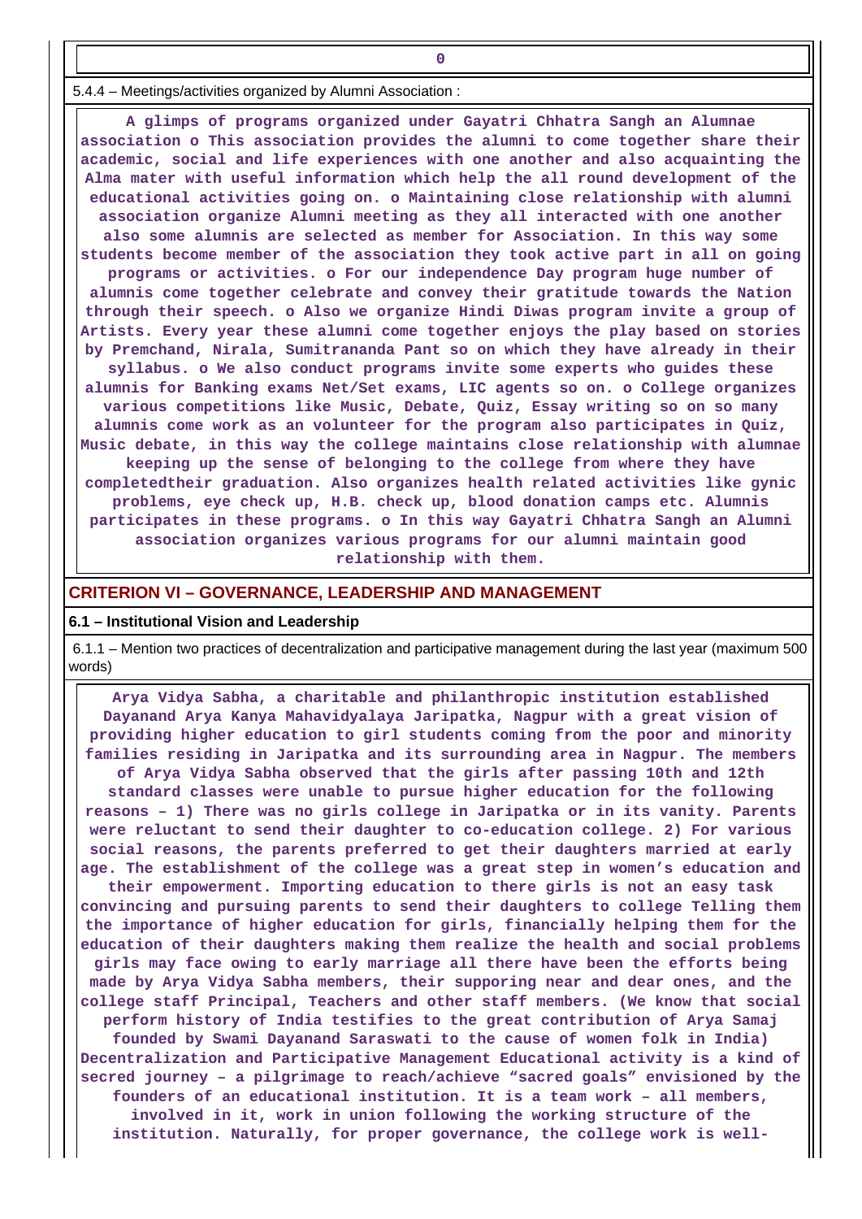| 0 |
|---|

5.4.4 – Meetings/activities organized by Alumni Association :

**A glimps of programs organized under Gayatri Chhatra Sangh an Alumnae association o This association provides the alumni to come together share their academic, social and life experiences with one another and also acquainting the Alma mater with useful information which help the all round development of the educational activities going on. o Maintaining close relationship with alumni association organize Alumni meeting as they all interacted with one another also some alumnis are selected as member for Association. In this way some students become member of the association they took active part in all on going programs or activities. o For our independence Day program huge number of alumnis come together celebrate and convey their gratitude towards the Nation through their speech. o Also we organize Hindi Diwas program invite a group of Artists. Every year these alumni come together enjoys the play based on stories by Premchand, Nirala, Sumitrananda Pant so on which they have already in their syllabus. o We also conduct programs invite some experts who guides these alumnis for Banking exams Net/Set exams, LIC agents so on. o College organizes various competitions like Music, Debate, Quiz, Essay writing so on so many alumnis come work as an volunteer for the program also participates in Quiz, Music debate, in this way the college maintains close relationship with alumnae keeping up the sense of belonging to the college from where they have completedtheir graduation. Also organizes health related activities like gynic problems, eye check up, H.B. check up, blood donation camps etc. Alumnis participates in these programs. o In this way Gayatri Chhatra Sangh an Alumni association organizes various programs for our alumni maintain good relationship with them.**

## CRITERION VI – GOVERNANCE, LEADERSHIP AND MANAGEMENT

### 6.1 – Institutional Vision and Leadership

6.1.1 – Mention two practices of decentralization and participative management during the last year (maximum 500 words)

**Arya Vidya Sabha, a charitable and philanthropic institution established Dayanand Arya Kanya Mahavidyalaya Jaripatka, Nagpur with a great vision of providing higher education to girl students coming from the poor and minority families residing in Jaripatka and its surrounding area in Nagpur. The members of Arya Vidya Sabha observed that the girls after passing 10th and 12th standard classes were unable to pursue higher education for the following reasons – 1) There was no girls college in Jaripatka or in its vanity. Parents were reluctant to send their daughter to co-education college. 2) For various social reasons, the parents preferred to get their daughters married at early age. The establishment of the college was a great step in women's education and their empowerment. Importing education to there girls is not an easy task convincing and pursuing parents to send their daughters to college Telling them the importance of higher education for girls, financially helping them for the education of their daughters making them realize the health and social problems girls may face owing to early marriage all there have been the efforts being made by Arya Vidya Sabha members, their supporing near and dear ones, and the college staff Principal, Teachers and other staff members. (We know that social perform history of India testifies to the great contribution of Arya Samaj founded by Swami Dayanand Saraswati to the cause of women folk in India) Decentralization and Participative Management Educational activity is a kind of secred journey – a pilgrimage to reach/achieve "sacred goals" envisioned by the founders of an educational institution. It is a team work – all members, involved in it, work in union following the working structure of the institution. Naturally, for proper governance, the college work is well-**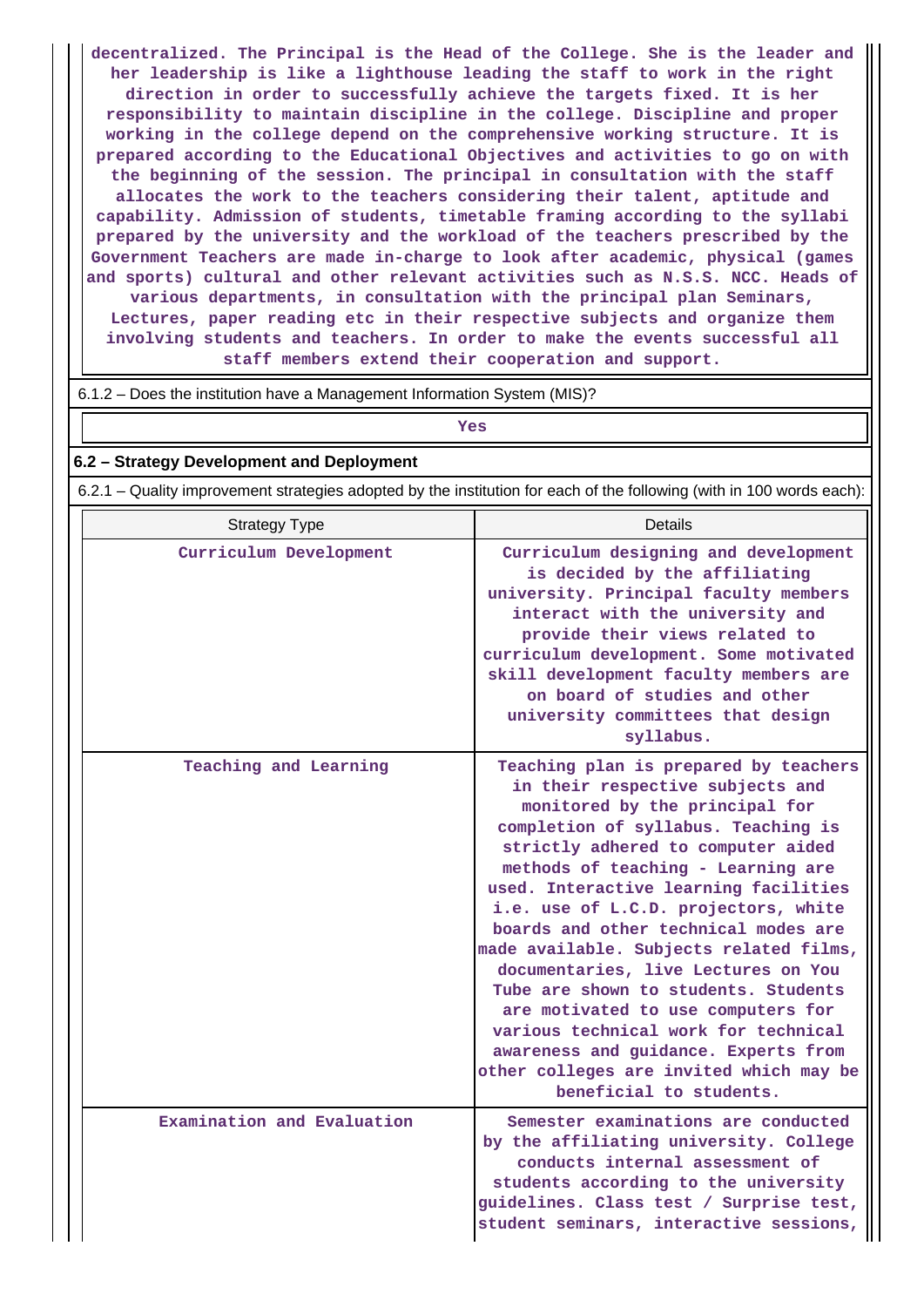decentralized. The Principal is the Head of the College. She is the leader and her leadership is like a lighthouse leading the staff to work in the right direction in order to successfully achieve the targets fixed. It is her responsibility to maintain discipline in the college. Discipline and proper working in the college depend on the comprehensive working structure. It is prepared according to the Educational Objectives and activities to go on with the beginning of the session. The principal in consultation with the staff allocates the work to the teachers considering their talent, aptitude and capability. Admission of students, timetable framing according to the syllabi prepared by the university and the workload of the teachers prescribed by the Government Teachers are made in-charge to look after academic, physical (games and sports) cultural and other relevant activities such as N.S.S. NCC. Heads of various departments, in consultation with the principal plan Seminars, Lectures, paper reading etc in their respective subjects and organize them involving students and teachers. In order to make the events successful all staff members extend their cooperation and support.

6.1.2 – Does the institution have a Management Information System (MIS)?

Yes

### 6.2 – Strategy Development and Deployment

6.2.1 – Quality improvement strategies adopted by the institution for each of the following (with in 100 words each):

| Strategy Type | Details |
|---|---|
| Curriculum Development | Curriculum designing and development is decided by the affiliating university. Principal faculty members interact with the university and provide their views related to curriculum development. Some motivated skill development faculty members are on board of studies and other university committees that design syllabus. |
| Teaching and Learning | Teaching plan is prepared by teachers in their respective subjects and monitored by the principal for completion of syllabus. Teaching is strictly adhered to computer aided methods of teaching - Learning are used. Interactive learning facilities i.e. use of L.C.D. projectors, white boards and other technical modes are made available. Subjects related films, documentaries, live Lectures on You Tube are shown to students. Students are motivated to use computers for various technical work for technical awareness and guidance. Experts from other colleges are invited which may be beneficial to students. |
| Examination and Evaluation | Semester examinations are conducted by the affiliating university. College conducts internal assessment of students according to the university guidelines. Class test / Surprise test, student seminars, interactive sessions, |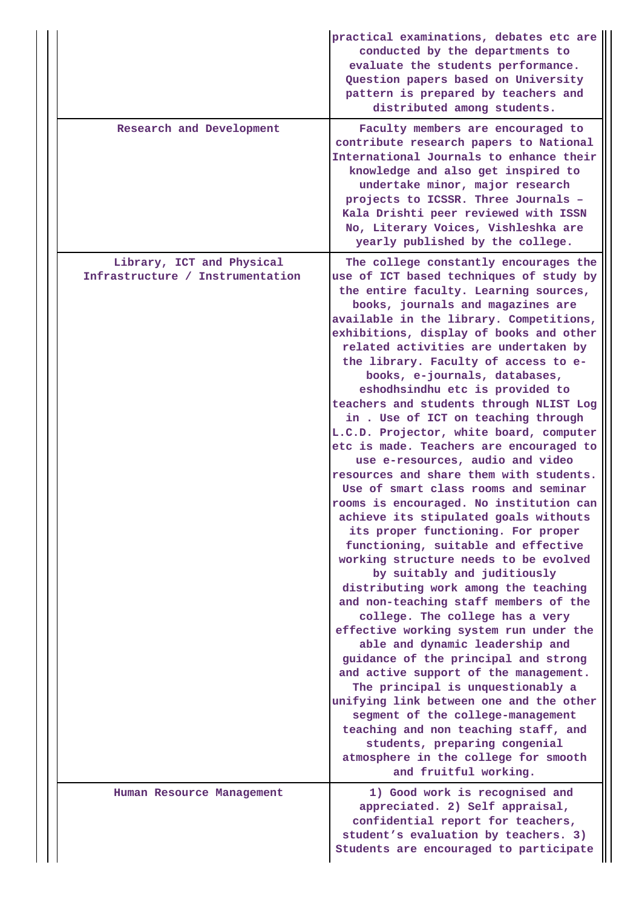| | |
|---|---|
| | practical examinations, debates etc are conducted by the departments to evaluate the students performance. Question papers based on University pattern is prepared by teachers and distributed among students. |
| Research and Development | Faculty members are encouraged to contribute research papers to National International Journals to enhance their knowledge and also get inspired to undertake minor, major research projects to ICSSR. Three Journals – Kala Drishti peer reviewed with ISSN No, Literary Voices, Vishleshka are yearly published by the college. |
| Library, ICT and Physical Infrastructure / Instrumentation | The college constantly encourages the use of ICT based techniques of study by the entire faculty. Learning sources, books, journals and magazines are available in the library. Competitions, exhibitions, display of books and other related activities are undertaken by the library. Faculty of access to e-books, e-journals, databases, eshodhsindhu etc is provided to teachers and students through NLIST Log in . Use of ICT on teaching through L.C.D. Projector, white board, computer etc is made. Teachers are encouraged to use e-resources, audio and video resources and share them with students. Use of smart class rooms and seminar rooms is encouraged. No institution can achieve its stipulated goals withouts its proper functioning. For proper functioning, suitable and effective working structure needs to be evolved by suitably and juditiously distributing work among the teaching and non-teaching staff members of the college. The college has a very effective working system run under the able and dynamic leadership and guidance of the principal and strong and active support of the management. The principal is unquestionably a unifying link between one and the other segment of the college-management teaching and non teaching staff, and students, preparing congenial atmosphere in the college for smooth and fruitful working. |
| Human Resource Management | 1) Good work is recognised and appreciated. 2) Self appraisal, confidential report for teachers, student's evaluation by teachers. 3) Students are encouraged to participate |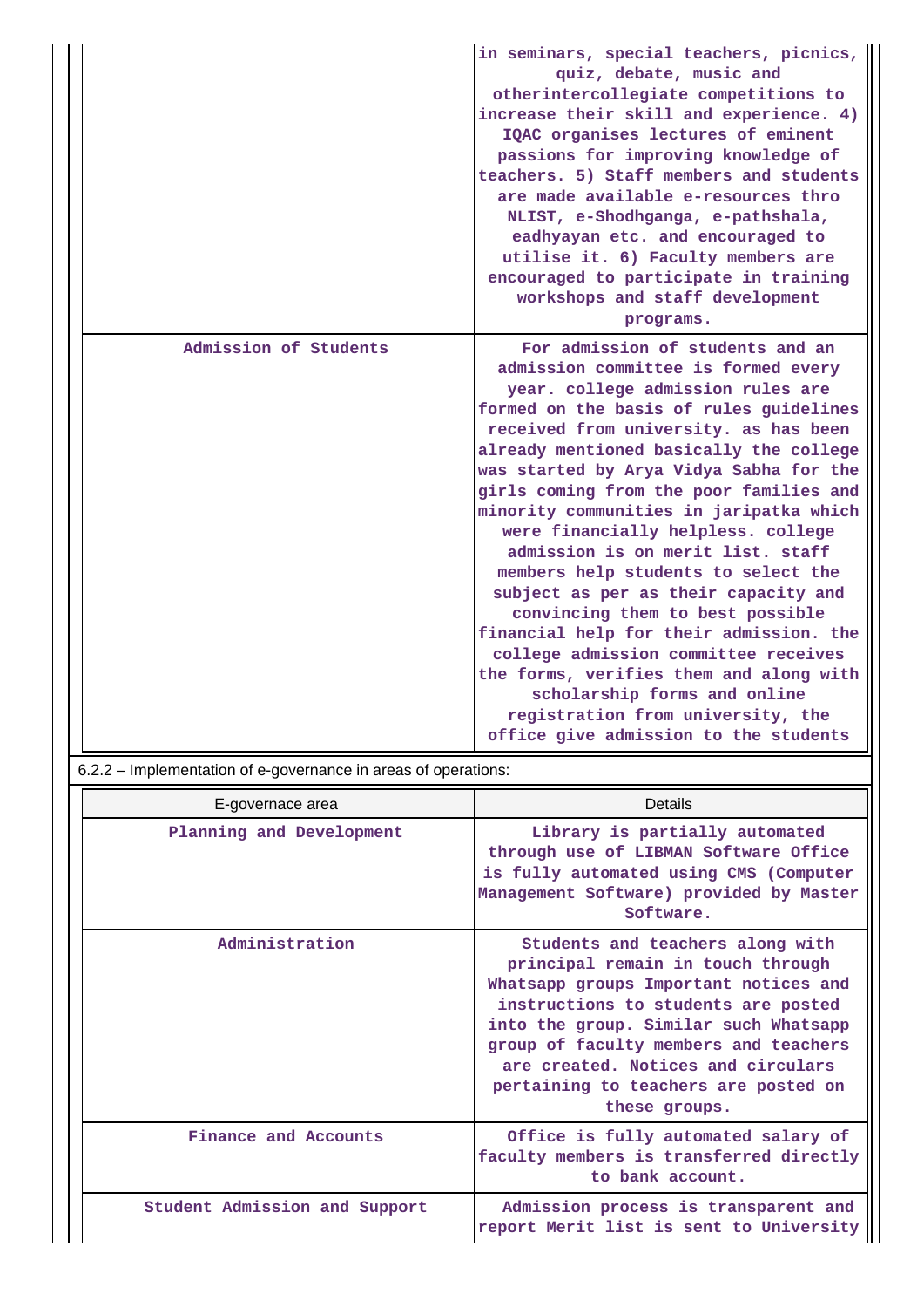| | |
|---|---|
| | in seminars, special teachers, picnics, quiz, debate, music and otherintercollegiate competitions to increase their skill and experience. 4) IQAC organises lectures of eminent passions for improving knowledge of teachers. 5) Staff members and students are made available e-resources thro NLIST, e-Shodhganga, e-pathshala, eadhyayan etc. and encouraged to utilise it. 6) Faculty members are encouraged to participate in training workshops and staff development programs. |
| Admission of Students | For admission of students and an admission committee is formed every year. college admission rules are formed on the basis of rules guidelines received from university. as has been already mentioned basically the college was started by Arya Vidya Sabha for the girls coming from the poor families and minority communities in jaripatka which were financially helpless. college admission is on merit list. staff members help students to select the subject as per as their capacity and convincing them to best possible financial help for their admission. the college admission committee receives the forms, verifies them and along with scholarship forms and online registration from university, the office give admission to the students |

6.2.2 – Implementation of e-governance in areas of operations:

| E-governace area | Details |
|---|---|
| Planning and Development | Library is partially automated through use of LIBMAN Software Office is fully automated using CMS (Computer Management Software) provided by Master Software. |
| Administration | Students and teachers along with principal remain in touch through Whatsapp groups Important notices and instructions to students are posted into the group. Similar such Whatsapp group of faculty members and teachers are created. Notices and circulars pertaining to teachers are posted on these groups. |
| Finance and Accounts | Office is fully automated salary of faculty members is transferred directly to bank account. |
| Student Admission and Support | Admission process is transparent and report Merit list is sent to University |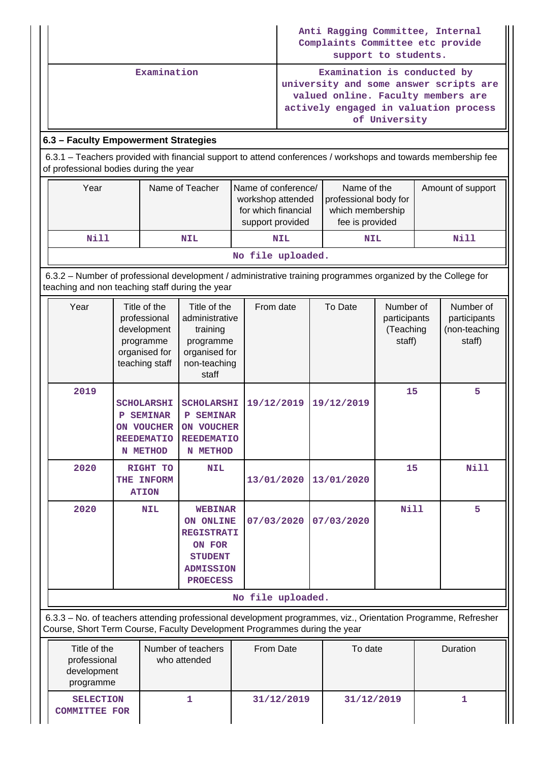| | |
|---|---|
| | Anti Ragging Committee, Internal Complaints Committee etc provide support to students. |
| Examination | Examination is conducted by university and some answer scripts are valued online. Faculty members are actively engaged in valuation process of University |

### 6.3 – Faculty Empowerment Strategies

6.3.1 – Teachers provided with financial support to attend conferences / workshops and towards membership fee of professional bodies during the year

| Year | Name of Teacher | Name of conference/ workshop attended for which financial support provided | Name of the professional body for which membership fee is provided | Amount of support |
|---|---|---|---|---|
| Nill | NIL | NIL | NIL | Nill |
| No file uploaded. | | | | |

6.3.2 – Number of professional development / administrative training programmes organized by the College for teaching and non teaching staff during the year

| Year | Title of the professional development programme organised for teaching staff | Title of the administrative training programme organised for non-teaching staff | From date | To Date | Number of participants (Teaching staff) | Number of participants (non-teaching staff) |
|---|---|---|---|---|---|---|
| 2019 | SCHOLARSHIP SEMINAR ON VOUCHER REEDEMATION METHOD | SCHOLARSHIP SEMINAR ON VOUCHER REEDEMATION METHOD | 19/12/2019 | 19/12/2019 | 15 | 5 |
| 2020 | RIGHT TO THE INFORMATION | NIL | 13/01/2020 | 13/01/2020 | 15 | Nill |
| 2020 | NIL | WEBINAR ON ONLINE REGISTRATION FOR STUDENT ADMISSION PROECESS | 07/03/2020 | 07/03/2020 | Nill | 5 |
| No file uploaded. | | | | | | |

6.3.3 – No. of teachers attending professional development programmes, viz., Orientation Programme, Refresher Course, Short Term Course, Faculty Development Programmes during the year

| Title of the professional development programme | Number of teachers who attended | From Date | To date | Duration |
|---|---|---|---|---|
| SELECTION COMMITTEE FOR | 1 | 31/12/2019 | 31/12/2019 | 1 |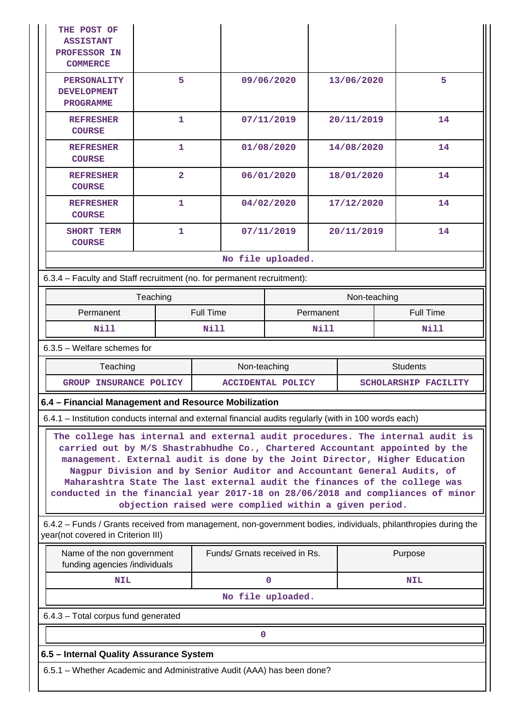| | | | | |
|---|---|---|---|---|
| THE POST OF ASSISTANT PROFESSOR IN COMMERCE | | | | |
| PERSONALITY DEVELOPMENT PROGRAMME | 5 | 09/06/2020 | 13/06/2020 | 5 |
| REFRESHER COURSE | 1 | 07/11/2019 | 20/11/2019 | 14 |
| REFRESHER COURSE | 1 | 01/08/2020 | 14/08/2020 | 14 |
| REFRESHER COURSE | 2 | 06/01/2020 | 18/01/2020 | 14 |
| REFRESHER COURSE | 1 | 04/02/2020 | 17/12/2020 | 14 |
| SHORT TERM COURSE | 1 | 07/11/2019 | 20/11/2019 | 14 |

No file uploaded.

6.3.4 – Faculty and Staff recruitment (no. for permanent recruitment):

| Teaching | | Non-teaching | |
|---|---|---|---|
| Permanent | Full Time | Permanent | Full Time |
| Nill | Nill | Nill | Nill |

6.3.5 – Welfare schemes for

| Teaching | Non-teaching | Students |
|---|---|---|
| GROUP INSURANCE POLICY | ACCIDENTAL POLICY | SCHOLARSHIP FACILITY |

**6.4 – Financial Management and Resource Mobilization**

6.4.1 – Institution conducts internal and external financial audits regularly (with in 100 words each)

The college has internal and external audit procedures. The internal audit is carried out by M/S Shastrabhudhe Co., Chartered Accountant appointed by the management. External audit is done by the Joint Director, Higher Education Nagpur Division and by Senior Auditor and Accountant General Audits, of Maharashtra State The last external audit the finances of the college was conducted in the financial year 2017-18 on 28/06/2018 and compliances of minor objection raised were complied within a given period.

6.4.2 – Funds / Grants received from management, non-government bodies, individuals, philanthropies during the year(not covered in Criterion III)

| Name of the non government funding agencies /individuals | Funds/ Grnats received in Rs. | Purpose |
|---|---|---|
| NIL | 0 | NIL |

No file uploaded.

6.4.3 – Total corpus fund generated

0

**6.5 – Internal Quality Assurance System**

6.5.1 – Whether Academic and Administrative Audit (AAA) has been done?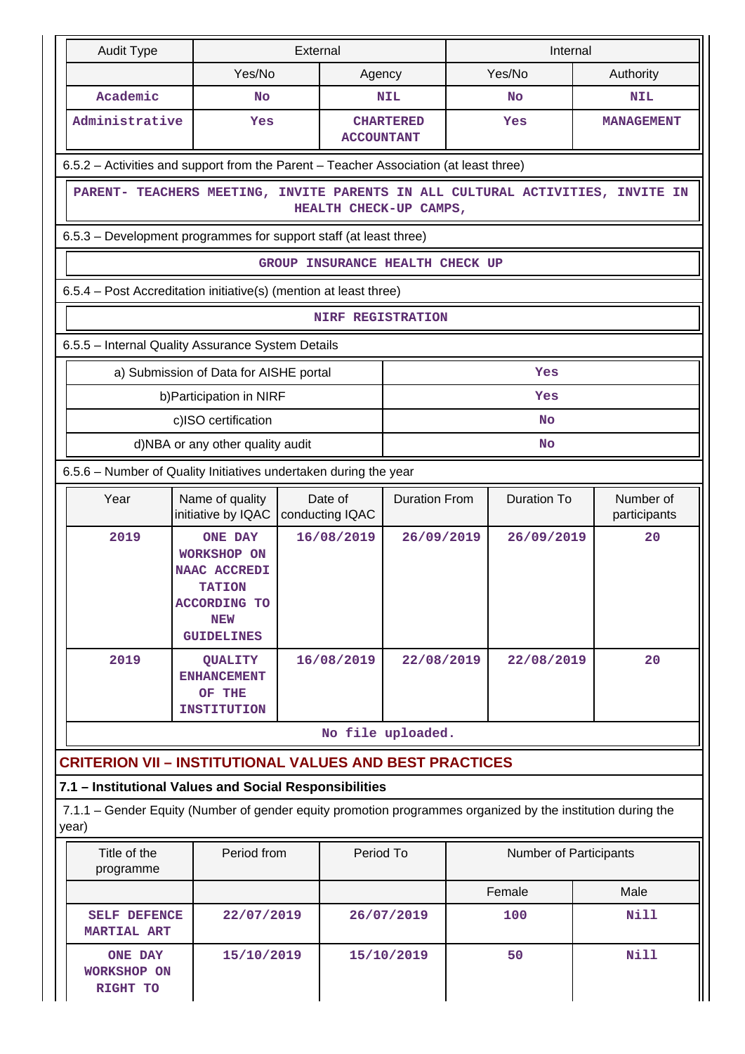| Audit Type | External | | Internal | |
|---|---|---|---|---|
| | Yes/No | Agency | Yes/No | Authority |
| Academic | No | NIL | No | NIL |
| Administrative | Yes | CHARTERED ACCOUNTANT | Yes | MANAGEMENT |

6.5.2 – Activities and support from the Parent – Teacher Association (at least three)

PARENT- TEACHERS MEETING, INVITE PARENTS IN ALL CULTURAL ACTIVITIES, INVITE IN HEALTH CHECK-UP CAMPS,

6.5.3 – Development programmes for support staff (at least three)

GROUP INSURANCE HEALTH CHECK UP

6.5.4 – Post Accreditation initiative(s) (mention at least three)

NIRF REGISTRATION

6.5.5 – Internal Quality Assurance System Details

| | |
|---|---|
| a) Submission of Data for AISHE portal | Yes |
| b)Participation in NIRF | Yes |
| c)ISO certification | No |
| d)NBA or any other quality audit | No |

6.5.6 – Number of Quality Initiatives undertaken during the year

| Year | Name of quality initiative by IQAC | Date of conducting IQAC | Duration From | Duration To | Number of participants |
|---|---|---|---|---|---|
| 2019 | ONE DAY WORKSHOP ON NAAC ACCREDITATION ACCORDING TO NEW GUIDELINES | 16/08/2019 | 26/09/2019 | 26/09/2019 | 20 |
| 2019 | QUALITY ENHANCEMENT OF THE INSTITUTION | 16/08/2019 | 22/08/2019 | 22/08/2019 | 20 |

No file uploaded.

## CRITERION VII – INSTITUTIONAL VALUES AND BEST PRACTICES

### 7.1 – Institutional Values and Social Responsibilities

7.1.1 – Gender Equity (Number of gender equity promotion programmes organized by the institution during the year)

| Title of the programme | Period from | Period To | Number of Participants | |
|---|---|---|---|---|
| | | | Female | Male |
| SELF DEFENCE MARTIAL ART | 22/07/2019 | 26/07/2019 | 100 | Nill |
| ONE DAY WORKSHOP ON RIGHT TO | 15/10/2019 | 15/10/2019 | 50 | Nill |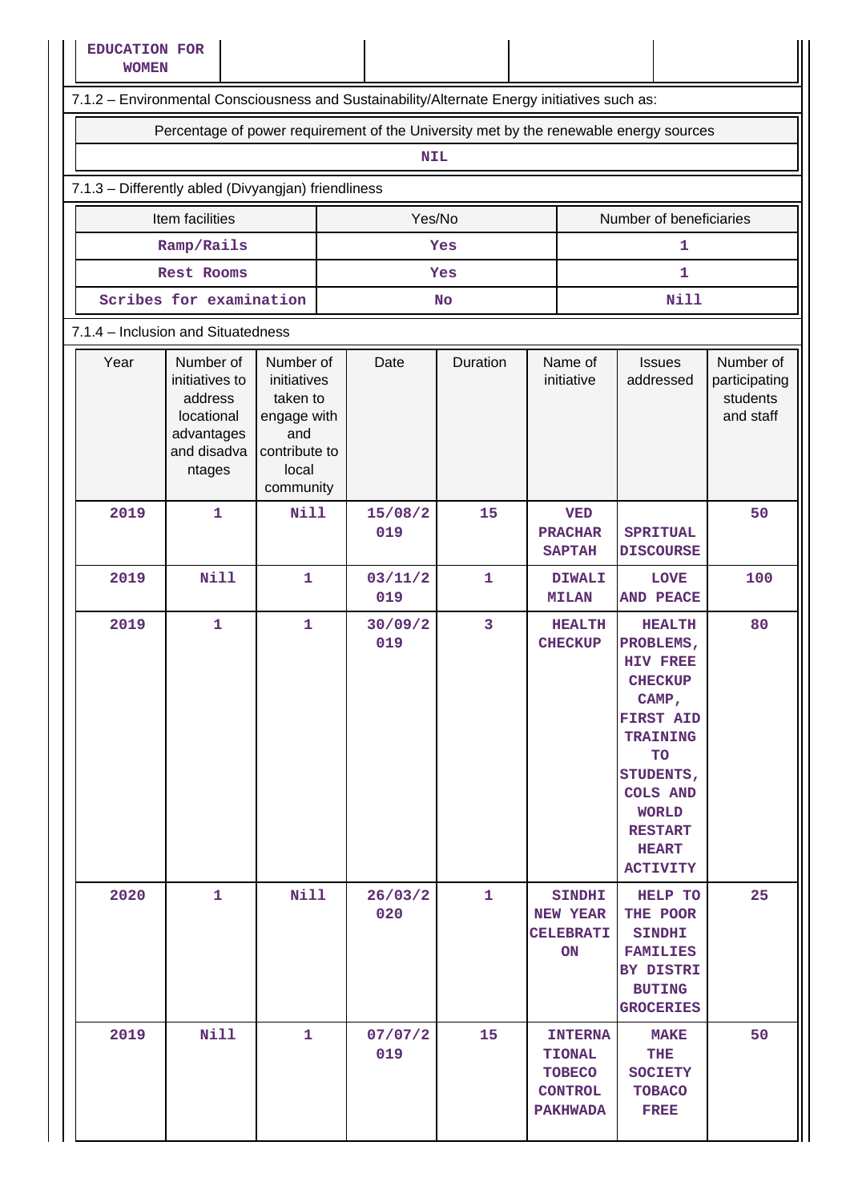| EDUCATION FOR WOMEN | | | | |
|---|---|---|---|---|

7.1.2 – Environmental Consciousness and Sustainability/Alternate Energy initiatives such as:

| Percentage of power requirement of the University met by the renewable energy sources |
|---|
| NIL |

7.1.3 – Differently abled (Divyangjan) friendliness

| Item facilities | Yes/No | Number of beneficiaries |
|---|---|---|
| Ramp/Rails | Yes | 1 |
| Rest Rooms | Yes | 1 |
| Scribes for examination | No | Nill |

7.1.4 – Inclusion and Situatedness

| Year | Number of initiatives to address locational advantages and disadvantages | Number of initiatives taken to engage with and contribute to local community | Date | Duration | Name of initiative | Issues addressed | Number of participating students and staff |
|---|---|---|---|---|---|---|---|
| 2019 | 1 | Nill | 15/08/2019 | 15 | VED PRACHAR SAPTAH | SPRITUAL DISCOURSE | 50 |
| 2019 | Nill | 1 | 03/11/2019 | 1 | DIWALI MILAN | LOVE AND PEACE | 100 |
| 2019 | 1 | 1 | 30/09/2019 | 3 | HEALTH CHECKUP | HEALTH PROBLEMS, HIV FREE CHECKUP CAMP, FIRST AID TRAINING TO STUDENTS, COLS AND WORLD RESTART HEART ACTIVITY | 80 |
| 2020 | 1 | Nill | 26/03/2020 | 1 | SINDHI NEW YEAR CELEBRATION | HELP TO THE POOR SINDHI FAMILIES BY DISTRIBUTING GROCERIES | 25 |
| 2019 | Nill | 1 | 07/07/2019 | 15 | INTERNATIONAL TOBECO CONTROL PAKHWADA | MAKE THE SOCIETY TOBACO FREE | 50 |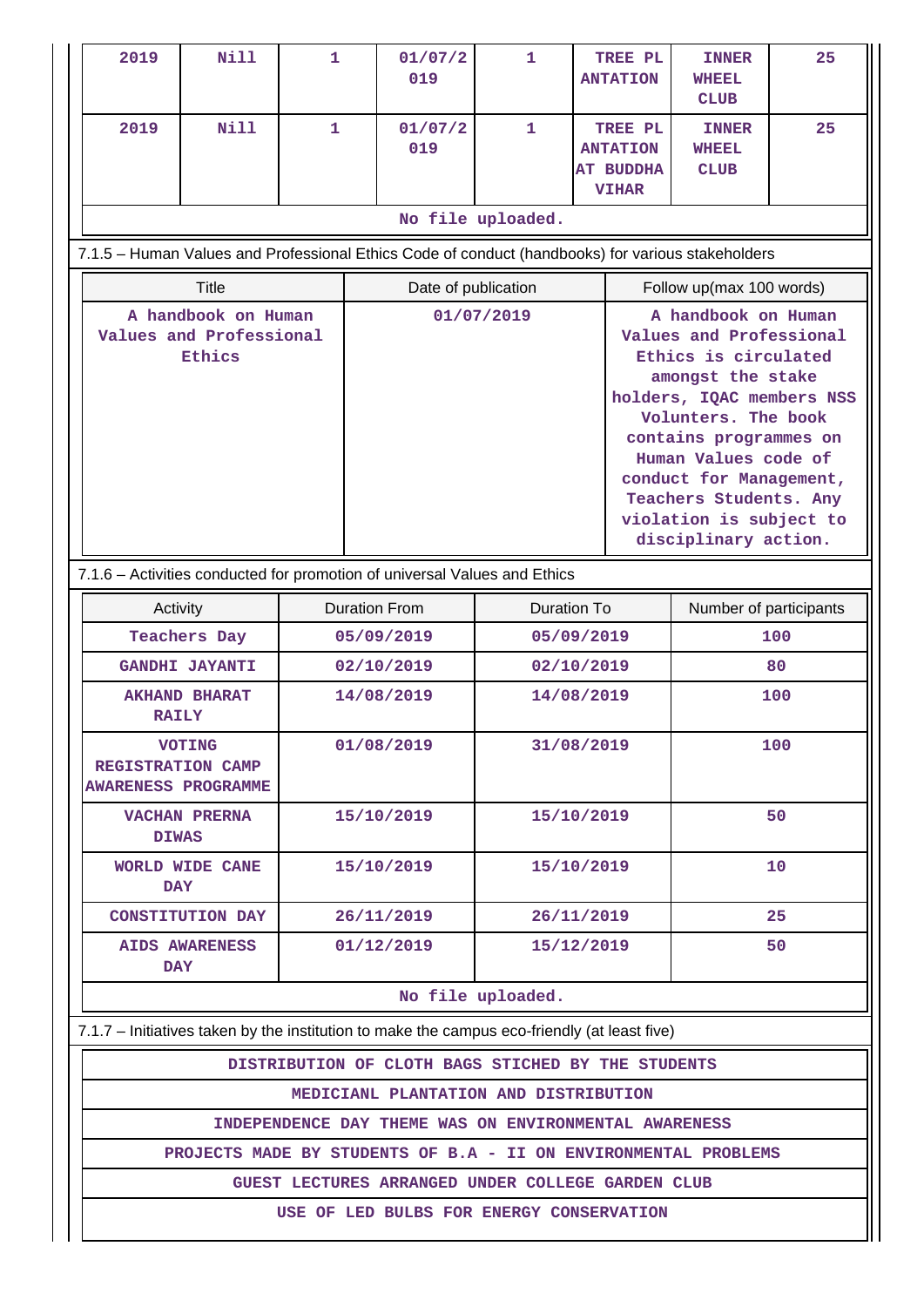| 2019 | Nill | 1 | 01/07/2019 | 1 | TREE PLANTATION | INNER WHEEL CLUB | 25 |
|---|---|---|---|---|---|---|---|
| 2019 | Nill | 1 | 01/07/2019 | 1 | TREE PLANTATION AT BUDDHA VIHAR | INNER WHEEL CLUB | 25 |
| No file uploaded. | | | | | | | |

7.1.5 – Human Values and Professional Ethics Code of conduct (handbooks) for various stakeholders

| Title | Date of publication | Follow up(max 100 words) |
|---|---|---|
| A handbook on Human Values and Professional Ethics | 01/07/2019 | A handbook on Human Values and Professional Ethics is circulated amongst the stake holders, IQAC members NSS Volunteers. The book contains programmes on Human Values code of conduct for Management, Teachers Students. Any violation is subject to disciplinary action. |

7.1.6 – Activities conducted for promotion of universal Values and Ethics

| Activity | Duration From | Duration To | Number of participants |
|---|---|---|---|
| Teachers Day | 05/09/2019 | 05/09/2019 | 100 |
| GANDHI JAYANTI | 02/10/2019 | 02/10/2019 | 80 |
| AKHAND BHARAT RAILY | 14/08/2019 | 14/08/2019 | 100 |
| VOTING REGISTRATION CAMP AWARENESS PROGRAMME | 01/08/2019 | 31/08/2019 | 100 |
| VACHAN PRERNA DIWAS | 15/10/2019 | 15/10/2019 | 50 |
| WORLD WIDE CANE DAY | 15/10/2019 | 15/10/2019 | 10 |
| CONSTITUTION DAY | 26/11/2019 | 26/11/2019 | 25 |
| AIDS AWARENESS DAY | 01/12/2019 | 15/12/2019 | 50 |
| No file uploaded. | | | |

7.1.7 – Initiatives taken by the institution to make the campus eco-friendly (at least five)

| DISTRIBUTION OF CLOTH BAGS STICHED BY THE STUDENTS |
|---|
| MEDICIANL PLANTATION AND DISTRIBUTION |
| INDEPENDENCE DAY THEME WAS ON ENVIRONMENTAL AWARENESS |
| PROJECTS MADE BY STUDENTS OF B.A - II ON ENVIRONMENTAL PROBLEMS |
| GUEST LECTURES ARRANGED UNDER COLLEGE GARDEN CLUB |
| USE OF LED BULBS FOR ENERGY CONSERVATION |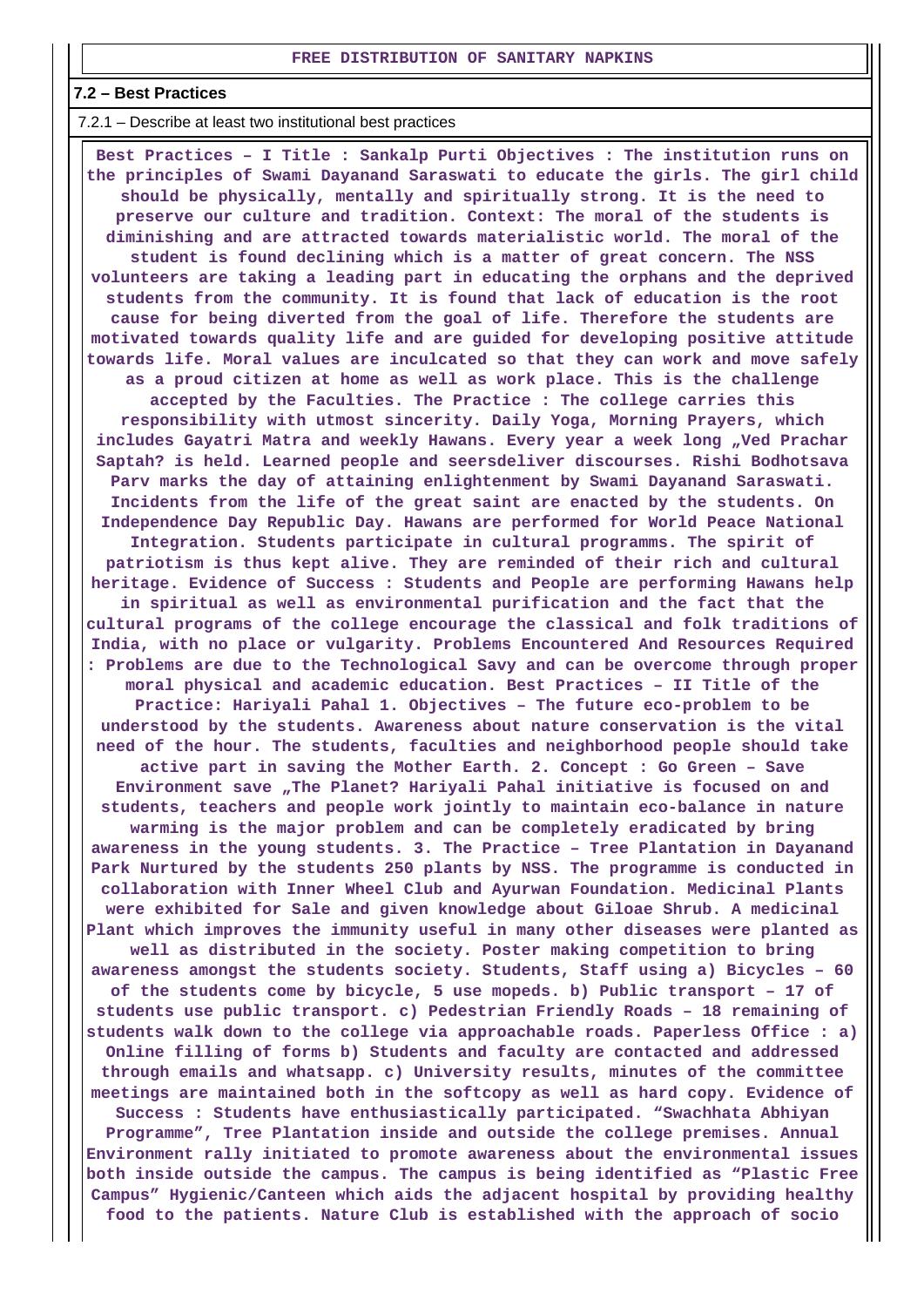FREE DISTRIBUTION OF SANITARY NAPKINS

## 7.2 – Best Practices

7.2.1 – Describe at least two institutional best practices

**Best Practices – I Title : Sankalp Purti Objectives : The institution runs on the principles of Swami Dayanand Saraswati to educate the girls. The girl child should be physically, mentally and spiritually strong. It is the need to preserve our culture and tradition. Context: The moral of the students is diminishing and are attracted towards materialistic world. The moral of the student is found declining which is a matter of great concern. The NSS volunteers are taking a leading part in educating the orphans and the deprived students from the community. It is found that lack of education is the root cause for being diverted from the goal of life. Therefore the students are motivated towards quality life and are guided for developing positive attitude towards life. Moral values are inculcated so that they can work and move safely as a proud citizen at home as well as work place. This is the challenge accepted by the Faculties. The Practice : The college carries this responsibility with utmost sincerity. Daily Yoga, Morning Prayers, which includes Gayatri Matra and weekly Hawans. Every year a week long „Ved Prachar Saptah? is held. Learned people and seersdeliver discourses. Rishi Bodhotsava Parv marks the day of attaining enlightenment by Swami Dayanand Saraswati. Incidents from the life of the great saint are enacted by the students. On Independence Day Republic Day. Hawans are performed for World Peace National Integration. Students participate in cultural programms. The spirit of patriotism is thus kept alive. They are reminded of their rich and cultural heritage. Evidence of Success : Students and People are performing Hawans help in spiritual as well as environmental purification and the fact that the cultural programs of the college encourage the classical and folk traditions of India, with no place or vulgarity. Problems Encountered And Resources Required : Problems are due to the Technological Savy and can be overcome through proper moral physical and academic education. Best Practices – II Title of the Practice: Hariyali Pahal 1. Objectives – The future eco-problem to be understood by the students. Awareness about nature conservation is the vital need of the hour. The students, faculties and neighborhood people should take active part in saving the Mother Earth. 2. Concept : Go Green – Save Environment save „The Planet? Hariyali Pahal initiative is focused on and students, teachers and people work jointly to maintain eco-balance in nature warming is the major problem and can be completely eradicated by bring awareness in the young students. 3. The Practice – Tree Plantation in Dayanand Park Nurtured by the students 250 plants by NSS. The programme is conducted in collaboration with Inner Wheel Club and Ayurwan Foundation. Medicinal Plants were exhibited for Sale and given knowledge about Giloae Shrub. A medicinal Plant which improves the immunity useful in many other diseases were planted as well as distributed in the society. Poster making competition to bring awareness amongst the students society. Students, Staff using a) Bicycles – 60 of the students come by bicycle, 5 use mopeds. b) Public transport – 17 of students use public transport. c) Pedestrian Friendly Roads – 18 remaining of students walk down to the college via approachable roads. Paperless Office : a) Online filling of forms b) Students and faculty are contacted and addressed through emails and whatsapp. c) University results, minutes of the committee meetings are maintained both in the softcopy as well as hard copy. Evidence of Success : Students have enthusiastically participated. "Swachhata Abhiyan Programme", Tree Plantation inside and outside the college premises. Annual Environment rally initiated to promote awareness about the environmental issues both inside outside the campus. The campus is being identified as "Plastic Free Campus" Hygienic/Canteen which aids the adjacent hospital by providing healthy food to the patients. Nature Club is established with the approach of socio**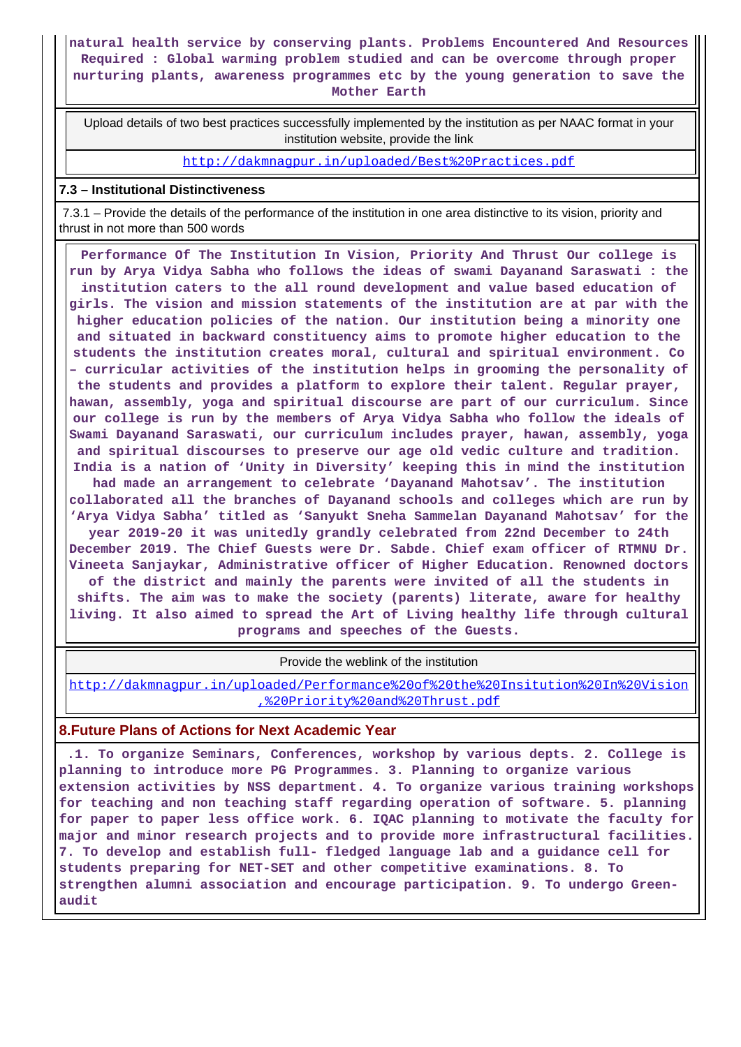**natural health service by conserving plants. Problems Encountered And Resources Required : Global warming problem studied and can be overcome through proper nurturing plants, awareness programmes etc by the young generation to save the Mother Earth**

Upload details of two best practices successfully implemented by the institution as per NAAC format in your institution website, provide the link

http://dakmnagpur.in/uploaded/Best%20Practices.pdf

### 7.3 – Institutional Distinctiveness

7.3.1 – Provide the details of the performance of the institution in one area distinctive to its vision, priority and thrust in not more than 500 words

**Performance Of The Institution In Vision, Priority And Thrust Our college is run by Arya Vidya Sabha who follows the ideas of swami Dayanand Saraswati : the institution caters to the all round development and value based education of girls. The vision and mission statements of the institution are at par with the higher education policies of the nation. Our institution being a minority one and situated in backward constituency aims to promote higher education to the students the institution creates moral, cultural and spiritual environment. Co – curricular activities of the institution helps in grooming the personality of the students and provides a platform to explore their talent. Regular prayer, hawan, assembly, yoga and spiritual discourse are part of our curriculum. Since our college is run by the members of Arya Vidya Sabha who follow the ideals of Swami Dayanand Saraswati, our curriculum includes prayer, hawan, assembly, yoga and spiritual discourses to preserve our age old vedic culture and tradition. India is a nation of 'Unity in Diversity' keeping this in mind the institution had made an arrangement to celebrate 'Dayanand Mahotsav'. The institution collaborated all the branches of Dayanand schools and colleges which are run by 'Arya Vidya Sabha' titled as 'Sanyukt Sneha Sammelan Dayanand Mahotsav' for the year 2019-20 it was unitedly grandly celebrated from 22nd December to 24th December 2019. The Chief Guests were Dr. Sabde. Chief exam officer of RTMNU Dr. Vineeta Sanjaykar, Administrative officer of Higher Education. Renowned doctors of the district and mainly the parents were invited of all the students in shifts. The aim was to make the society (parents) literate, aware for healthy living. It also aimed to spread the Art of Living healthy life through cultural programs and speeches of the Guests.**

Provide the weblink of the institution

http://dakmnagpur.in/uploaded/Performance%20of%20the%20Insitution%20In%20Vision,%20Priority%20and%20Thrust.pdf

## 8.Future Plans of Actions for Next Academic Year

**.1. To organize Seminars, Conferences, workshop by various depts. 2. College is planning to introduce more PG Programmes. 3. Planning to organize various extension activities by NSS department. 4. To organize various training workshops for teaching and non teaching staff regarding operation of software. 5. planning for paper to paper less office work. 6. IQAC planning to motivate the faculty for major and minor research projects and to provide more infrastructural facilities. 7. To develop and establish full- fledged language lab and a guidance cell for students preparing for NET-SET and other competitive examinations. 8. To strengthen alumni association and encourage participation. 9. To undergo Green-audit**